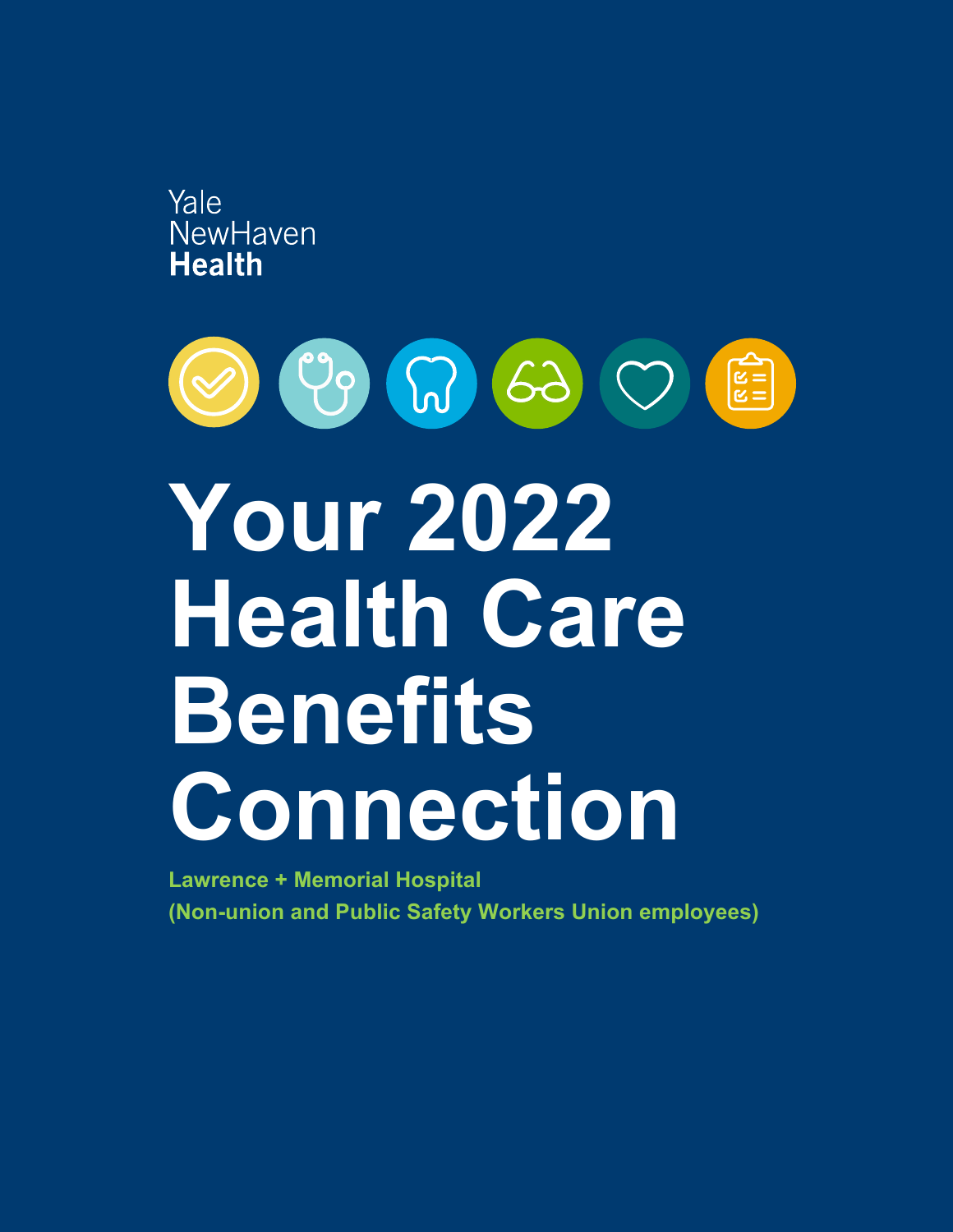Yale
NewHaven
**Health**

# Your 2022 Health Care Benefits Connection

**Lawrence + Memorial Hospital**
**(Non-union and Public Safety Workers Union employees)**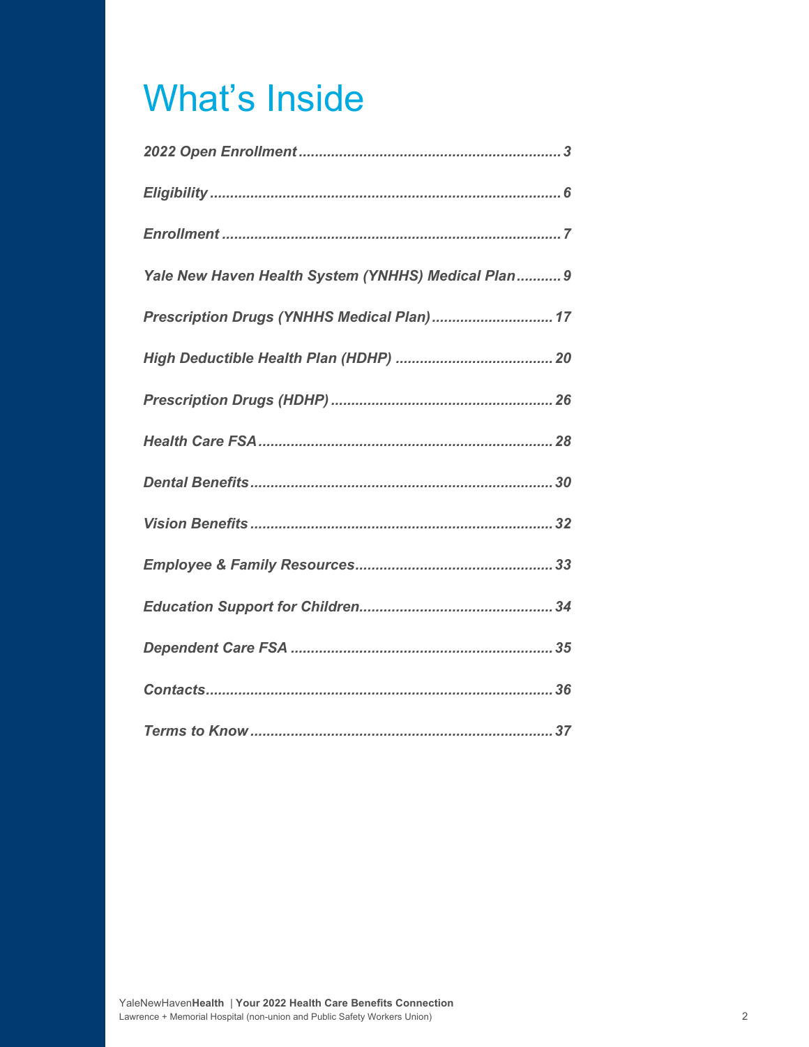# What's Inside

***2022 Open Enrollment*** ................................................................ ***3***

***Eligibility*** ...................................................................................... ***6***

***Enrollment*** .................................................................................. ***7***

***Yale New Haven Health System (YNHHS) Medical Plan*** ........... ***9***

***Prescription Drugs (YNHHS Medical Plan)*** ............................. ***17***

***High Deductible Health Plan (HDHP)*** ...................................... ***20***

***Prescription Drugs (HDHP)*** ...................................................... ***26***

***Health Care FSA*** ........................................................................ ***28***

***Dental Benefits*** .......................................................................... ***30***

***Vision Benefits*** .......................................................................... ***32***

***Employee & Family Resources*** ................................................ ***33***

***Education Support for Children*** ............................................... ***34***

***Dependent Care FSA*** ................................................................ ***35***

***Contacts*** ..................................................................................... ***36***

***Terms to Know*** .......................................................................... ***37***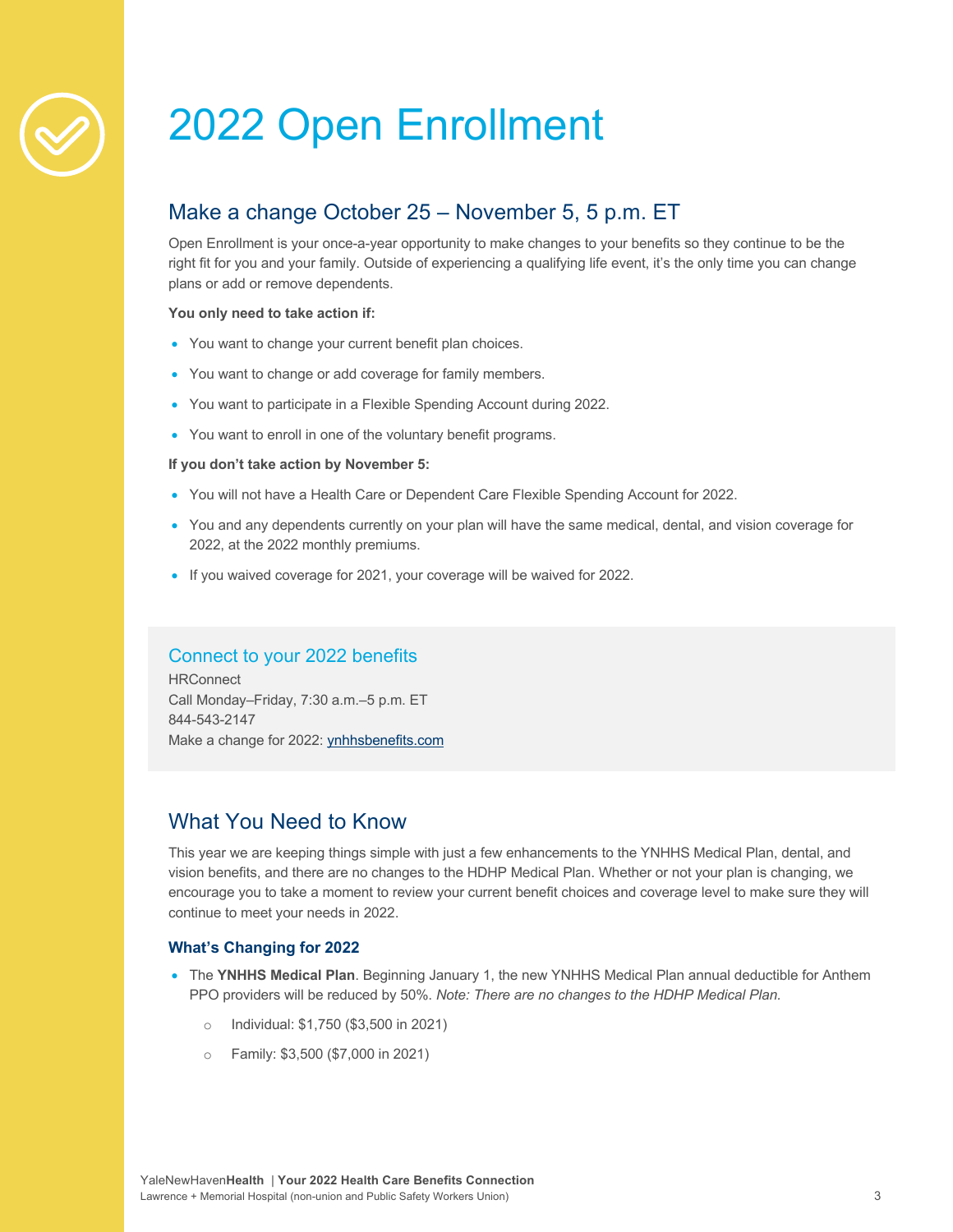# 2022 Open Enrollment

## Make a change October 25 – November 5, 5 p.m. ET

Open Enrollment is your once-a-year opportunity to make changes to your benefits so they continue to be the right fit for you and your family. Outside of experiencing a qualifying life event, it's the only time you can change plans or add or remove dependents.

**You only need to take action if:**

- You want to change your current benefit plan choices.
- You want to change or add coverage for family members.
- You want to participate in a Flexible Spending Account during 2022.
- You want to enroll in one of the voluntary benefit programs.

**If you don't take action by November 5:**

- You will not have a Health Care or Dependent Care Flexible Spending Account for 2022.
- You and any dependents currently on your plan will have the same medical, dental, and vision coverage for 2022, at the 2022 monthly premiums.
- If you waived coverage for 2021, your coverage will be waived for 2022.

### Connect to your 2022 benefits

HRConnect
Call Monday–Friday, 7:30 a.m.–5 p.m. ET
844-543-2147
Make a change for 2022: ynhhsbenefits.com

## What You Need to Know

This year we are keeping things simple with just a few enhancements to the YNHHS Medical Plan, dental, and vision benefits, and there are no changes to the HDHP Medical Plan. Whether or not your plan is changing, we encourage you to take a moment to review your current benefit choices and coverage level to make sure they will continue to meet your needs in 2022.

### What's Changing for 2022

- The **YNHHS Medical Plan**. Beginning January 1, the new YNHHS Medical Plan annual deductible for Anthem PPO providers will be reduced by 50%. *Note: There are no changes to the HDHP Medical Plan.*
  - Individual: $1,750 ($3,500 in 2021)
  - Family: $3,500 ($7,000 in 2021)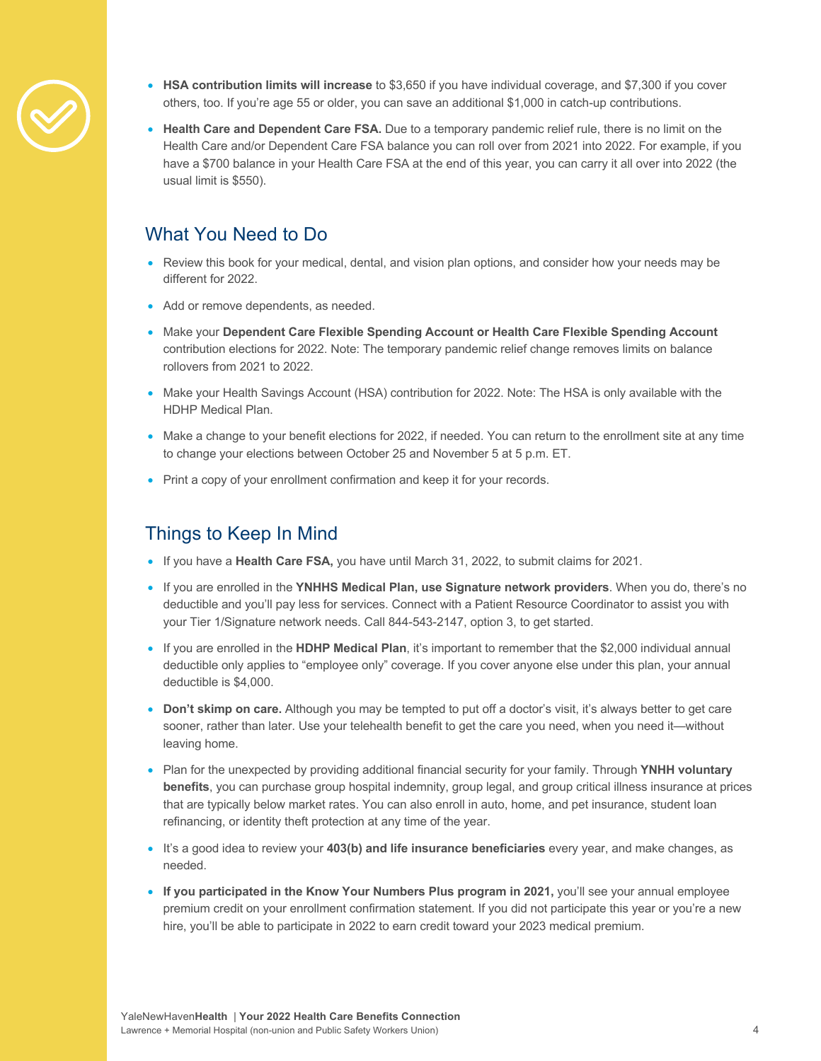- **HSA contribution limits will increase** to $3,650 if you have individual coverage, and $7,300 if you cover others, too. If you're age 55 or older, you can save an additional $1,000 in catch-up contributions.
- **Health Care and Dependent Care FSA.** Due to a temporary pandemic relief rule, there is no limit on the Health Care and/or Dependent Care FSA balance you can roll over from 2021 into 2022. For example, if you have a $700 balance in your Health Care FSA at the end of this year, you can carry it all over into 2022 (the usual limit is $550).

## What You Need to Do

- Review this book for your medical, dental, and vision plan options, and consider how your needs may be different for 2022.
- Add or remove dependents, as needed.
- Make your **Dependent Care Flexible Spending Account or Health Care Flexible Spending Account** contribution elections for 2022. Note: The temporary pandemic relief change removes limits on balance rollovers from 2021 to 2022.
- Make your Health Savings Account (HSA) contribution for 2022. Note: The HSA is only available with the HDHP Medical Plan.
- Make a change to your benefit elections for 2022, if needed. You can return to the enrollment site at any time to change your elections between October 25 and November 5 at 5 p.m. ET.
- Print a copy of your enrollment confirmation and keep it for your records.

## Things to Keep In Mind

- If you have a **Health Care FSA,** you have until March 31, 2022, to submit claims for 2021.
- If you are enrolled in the **YNHHS Medical Plan, use Signature network providers**. When you do, there's no deductible and you'll pay less for services. Connect with a Patient Resource Coordinator to assist you with your Tier 1/Signature network needs. Call 844-543-2147, option 3, to get started.
- If you are enrolled in the **HDHP Medical Plan**, it's important to remember that the $2,000 individual annual deductible only applies to "employee only" coverage. If you cover anyone else under this plan, your annual deductible is $4,000.
- **Don't skimp on care.** Although you may be tempted to put off a doctor's visit, it's always better to get care sooner, rather than later. Use your telehealth benefit to get the care you need, when you need it—without leaving home.
- Plan for the unexpected by providing additional financial security for your family. Through **YNHH voluntary benefits**, you can purchase group hospital indemnity, group legal, and group critical illness insurance at prices that are typically below market rates. You can also enroll in auto, home, and pet insurance, student loan refinancing, or identity theft protection at any time of the year.
- It's a good idea to review your **403(b) and life insurance beneficiaries** every year, and make changes, as needed.
- **If you participated in the Know Your Numbers Plus program in 2021,** you'll see your annual employee premium credit on your enrollment confirmation statement. If you did not participate this year or you're a new hire, you'll be able to participate in 2022 to earn credit toward your 2023 medical premium.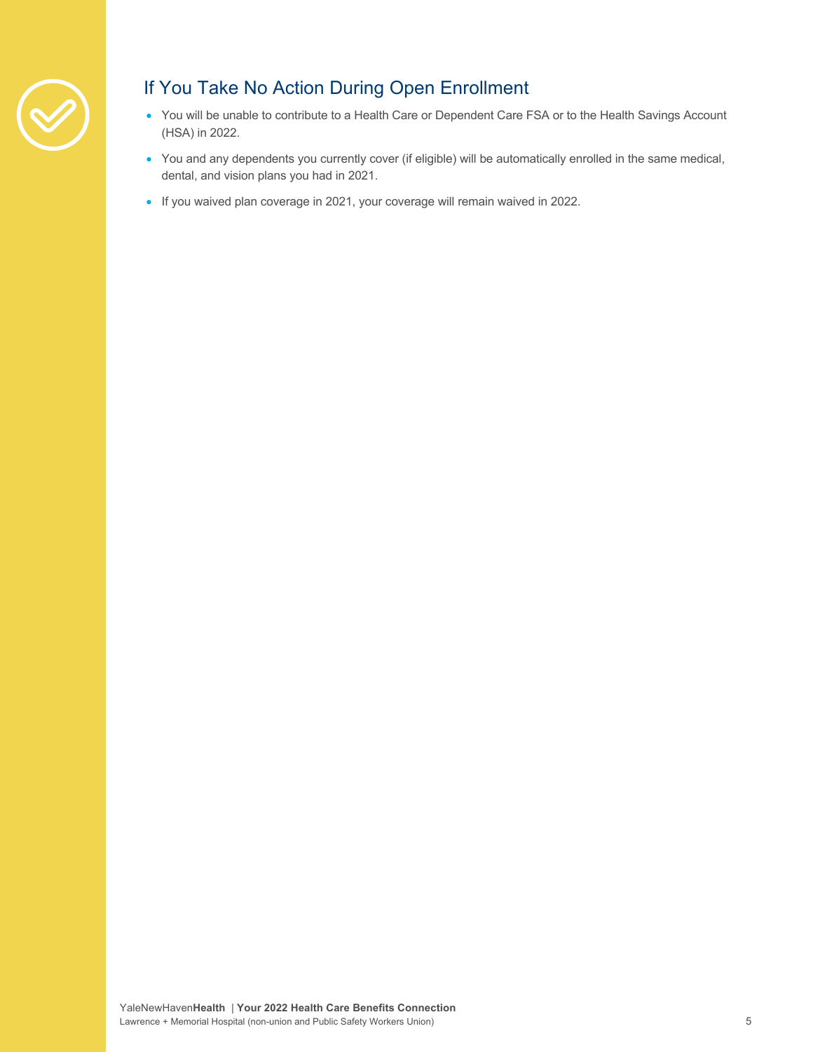## If You Take No Action During Open Enrollment

- You will be unable to contribute to a Health Care or Dependent Care FSA or to the Health Savings Account (HSA) in 2022.
- You and any dependents you currently cover (if eligible) will be automatically enrolled in the same medical, dental, and vision plans you had in 2021.
- If you waived plan coverage in 2021, your coverage will remain waived in 2022.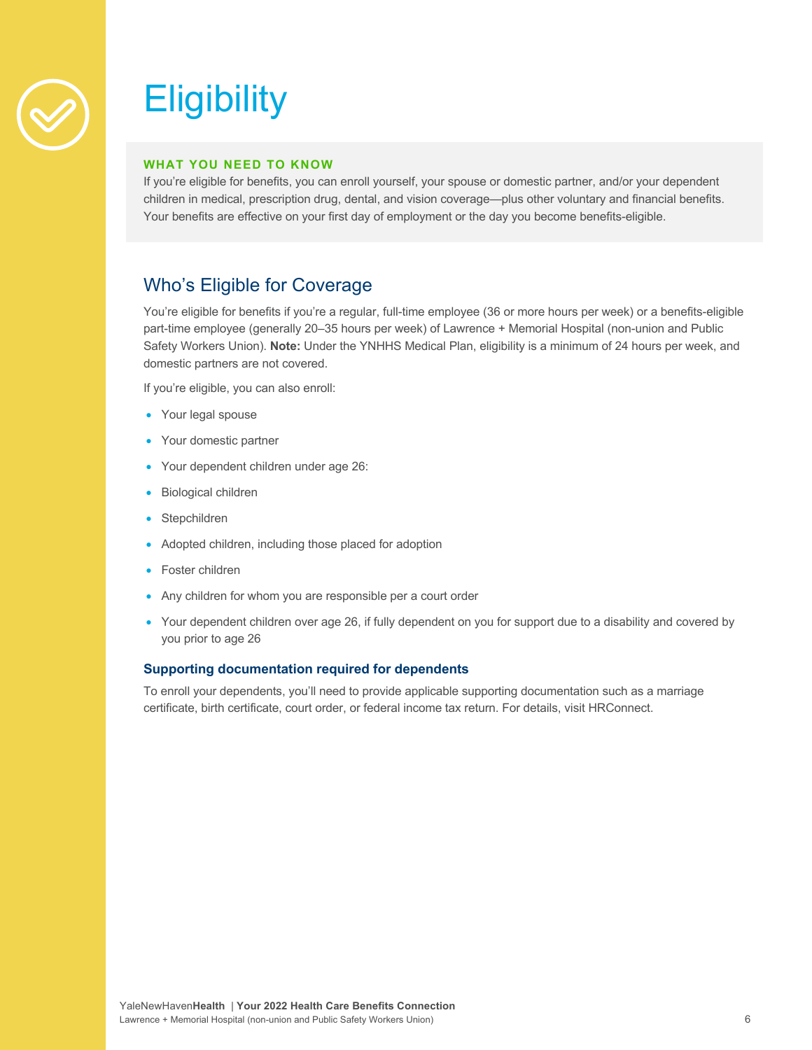# Eligibility

**WHAT YOU NEED TO KNOW**

If you're eligible for benefits, you can enroll yourself, your spouse or domestic partner, and/or your dependent children in medical, prescription drug, dental, and vision coverage—plus other voluntary and financial benefits. Your benefits are effective on your first day of employment or the day you become benefits-eligible.

## Who's Eligible for Coverage

You're eligible for benefits if you're a regular, full-time employee (36 or more hours per week) or a benefits-eligible part-time employee (generally 20–35 hours per week) of Lawrence + Memorial Hospital (non-union and Public Safety Workers Union). **Note:** Under the YNHHS Medical Plan, eligibility is a minimum of 24 hours per week, and domestic partners are not covered.

If you're eligible, you can also enroll:

- Your legal spouse
- Your domestic partner
- Your dependent children under age 26:
- Biological children
- Stepchildren
- Adopted children, including those placed for adoption
- Foster children
- Any children for whom you are responsible per a court order
- Your dependent children over age 26, if fully dependent on you for support due to a disability and covered by you prior to age 26

### Supporting documentation required for dependents

To enroll your dependents, you'll need to provide applicable supporting documentation such as a marriage certificate, birth certificate, court order, or federal income tax return. For details, visit HRConnect.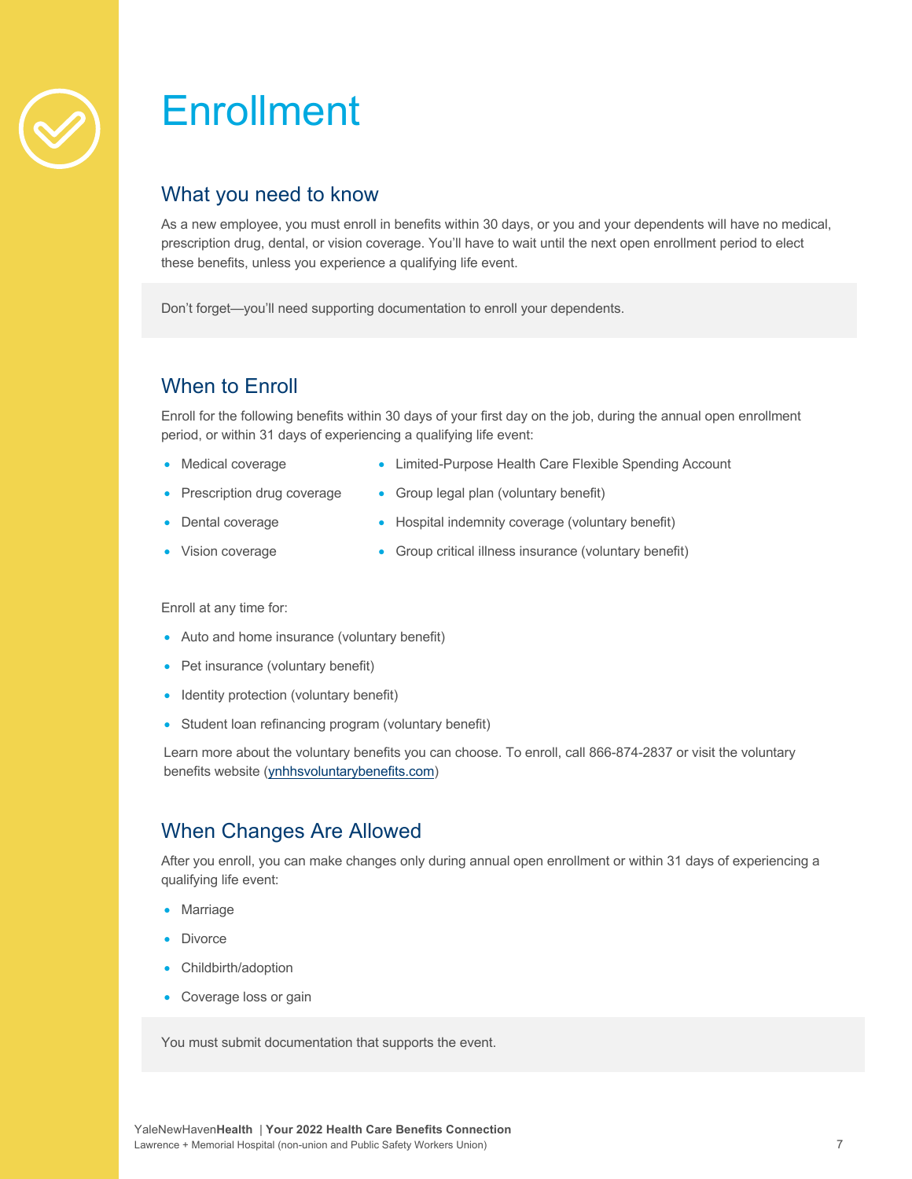# Enrollment

## What you need to know

As a new employee, you must enroll in benefits within 30 days, or you and your dependents will have no medical, prescription drug, dental, or vision coverage. You'll have to wait until the next open enrollment period to elect these benefits, unless you experience a qualifying life event.

Don't forget—you'll need supporting documentation to enroll your dependents.

## When to Enroll

Enroll for the following benefits within 30 days of your first day on the job, during the annual open enrollment period, or within 31 days of experiencing a qualifying life event:

- Medical coverage
- Prescription drug coverage
- Dental coverage
- Vision coverage
- Limited-Purpose Health Care Flexible Spending Account
- Group legal plan (voluntary benefit)
- Hospital indemnity coverage (voluntary benefit)
- Group critical illness insurance (voluntary benefit)

Enroll at any time for:

- Auto and home insurance (voluntary benefit)
- Pet insurance (voluntary benefit)
- Identity protection (voluntary benefit)
- Student loan refinancing program (voluntary benefit)

Learn more about the voluntary benefits you can choose. To enroll, call 866-874-2837 or visit the voluntary benefits website (ynhhsvoluntarybenefits.com)

## When Changes Are Allowed

After you enroll, you can make changes only during annual open enrollment or within 31 days of experiencing a qualifying life event:

- Marriage
- Divorce
- Childbirth/adoption
- Coverage loss or gain

You must submit documentation that supports the event.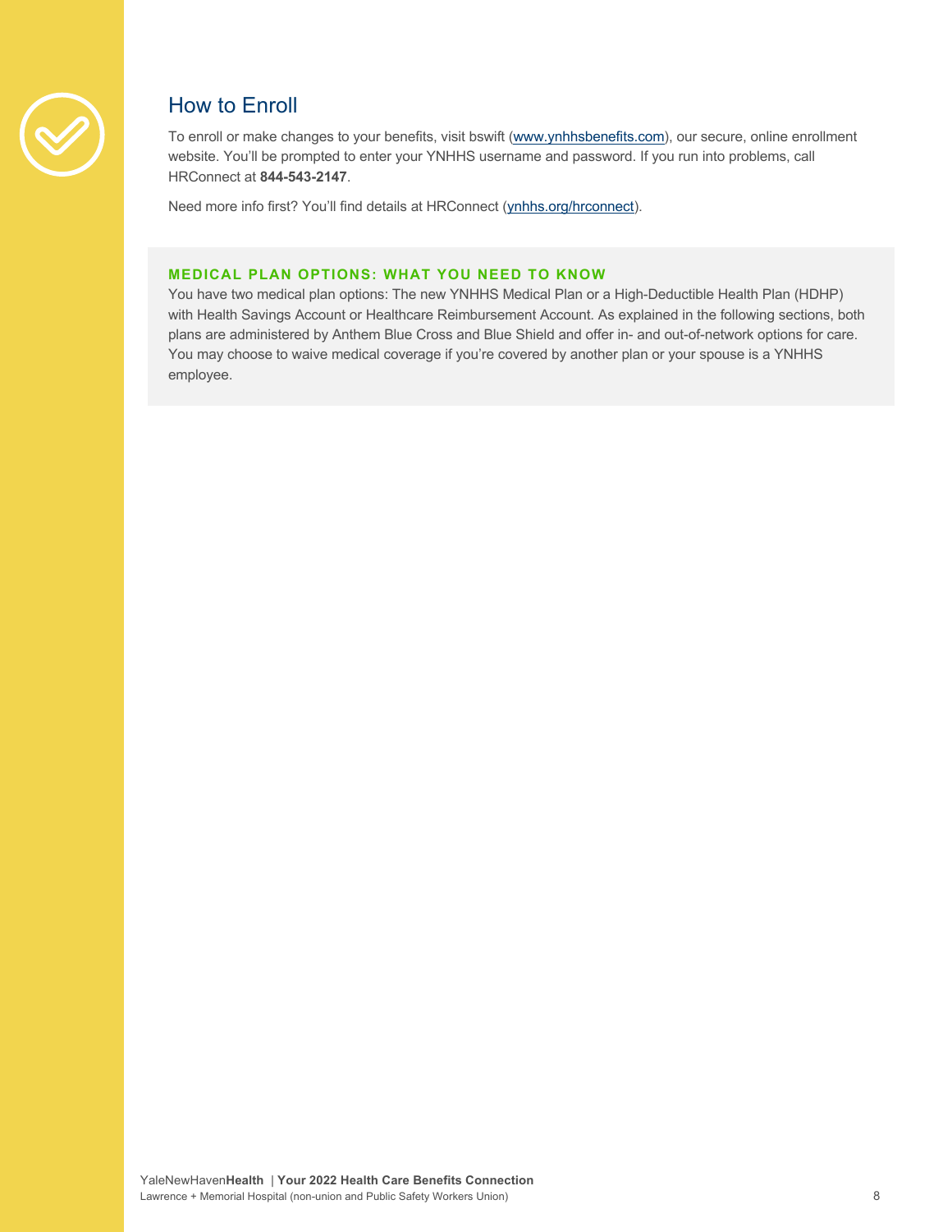## How to Enroll

To enroll or make changes to your benefits, visit bswift (www.ynhhsbenefits.com), our secure, online enrollment website. You'll be prompted to enter your YNHHS username and password. If you run into problems, call HRConnect at **844-543-2147**.

Need more info first? You'll find details at HRConnect (ynhhs.org/hrconnect).

**MEDICAL PLAN OPTIONS: WHAT YOU NEED TO KNOW**

You have two medical plan options: The new YNHHS Medical Plan or a High-Deductible Health Plan (HDHP) with Health Savings Account or Healthcare Reimbursement Account. As explained in the following sections, both plans are administered by Anthem Blue Cross and Blue Shield and offer in- and out-of-network options for care. You may choose to waive medical coverage if you're covered by another plan or your spouse is a YNHHS employee.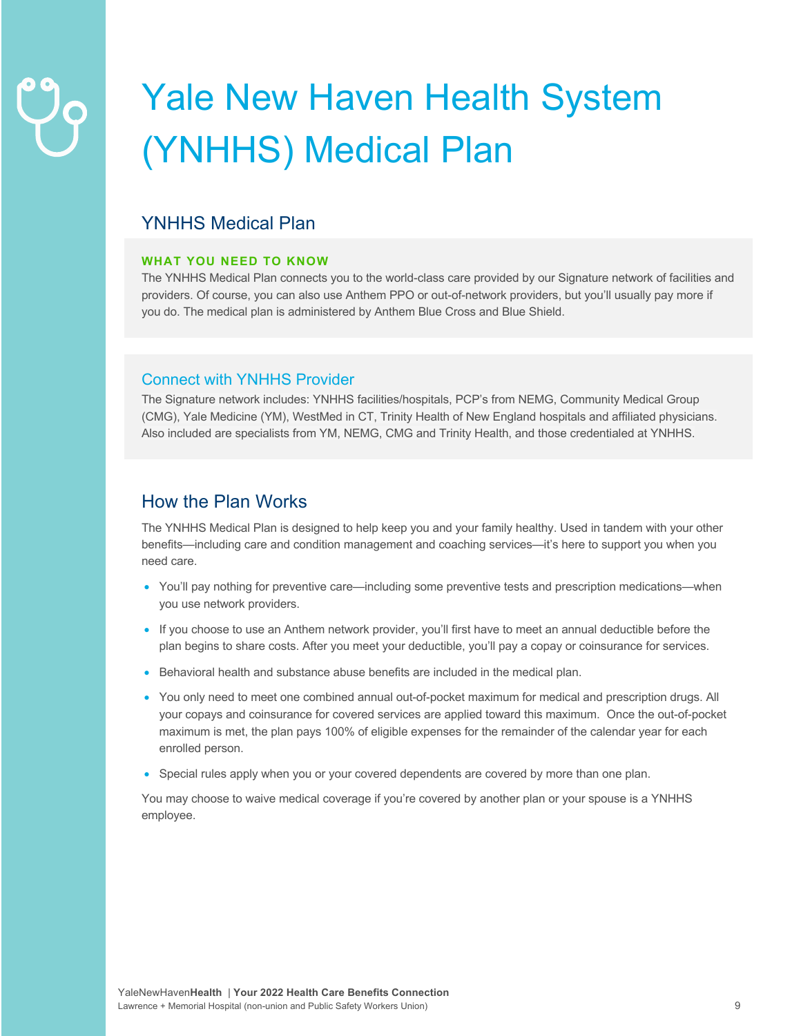# Yale New Haven Health System (YNHHS) Medical Plan

## YNHHS Medical Plan

**WHAT YOU NEED TO KNOW**

The YNHHS Medical Plan connects you to the world-class care provided by our Signature network of facilities and providers. Of course, you can also use Anthem PPO or out-of-network providers, but you'll usually pay more if you do. The medical plan is administered by Anthem Blue Cross and Blue Shield.

### Connect with YNHHS Provider

The Signature network includes: YNHHS facilities/hospitals, PCP's from NEMG, Community Medical Group (CMG), Yale Medicine (YM), WestMed in CT, Trinity Health of New England hospitals and affiliated physicians. Also included are specialists from YM, NEMG, CMG and Trinity Health, and those credentialed at YNHHS.

## How the Plan Works

The YNHHS Medical Plan is designed to help keep you and your family healthy. Used in tandem with your other benefits—including care and condition management and coaching services—it's here to support you when you need care.

- You'll pay nothing for preventive care—including some preventive tests and prescription medications—when you use network providers.
- If you choose to use an Anthem network provider, you'll first have to meet an annual deductible before the plan begins to share costs. After you meet your deductible, you'll pay a copay or coinsurance for services.
- Behavioral health and substance abuse benefits are included in the medical plan.
- You only need to meet one combined annual out-of-pocket maximum for medical and prescription drugs. All your copays and coinsurance for covered services are applied toward this maximum. Once the out-of-pocket maximum is met, the plan pays 100% of eligible expenses for the remainder of the calendar year for each enrolled person.
- Special rules apply when you or your covered dependents are covered by more than one plan.

You may choose to waive medical coverage if you're covered by another plan or your spouse is a YNHHS employee.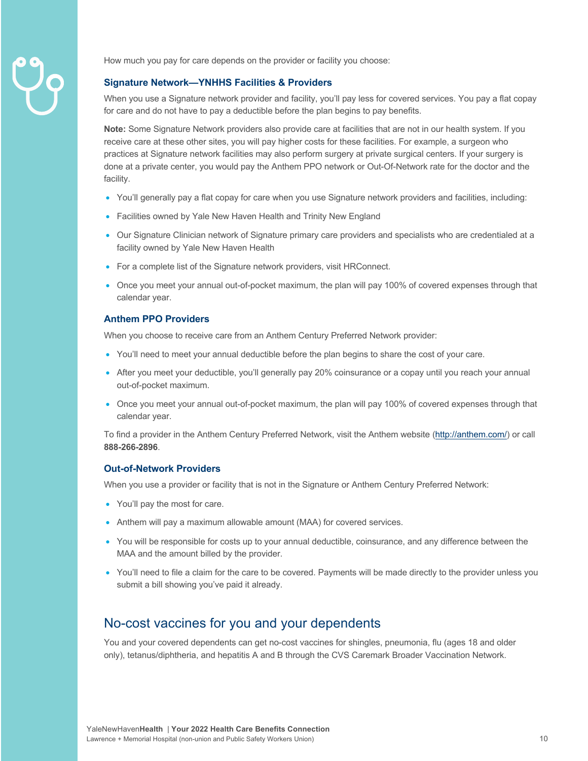How much you pay for care depends on the provider or facility you choose:

### Signature Network—YNHHS Facilities & Providers

When you use a Signature network provider and facility, you'll pay less for covered services. You pay a flat copay for care and do not have to pay a deductible before the plan begins to pay benefits.

**Note:** Some Signature Network providers also provide care at facilities that are not in our health system. If you receive care at these other sites, you will pay higher costs for these facilities. For example, a surgeon who practices at Signature network facilities may also perform surgery at private surgical centers. If your surgery is done at a private center, you would pay the Anthem PPO network or Out-Of-Network rate for the doctor and the facility.

- You'll generally pay a flat copay for care when you use Signature network providers and facilities, including:
- Facilities owned by Yale New Haven Health and Trinity New England
- Our Signature Clinician network of Signature primary care providers and specialists who are credentialed at a facility owned by Yale New Haven Health
- For a complete list of the Signature network providers, visit HRConnect.
- Once you meet your annual out-of-pocket maximum, the plan will pay 100% of covered expenses through that calendar year.

### Anthem PPO Providers

When you choose to receive care from an Anthem Century Preferred Network provider:

- You'll need to meet your annual deductible before the plan begins to share the cost of your care.
- After you meet your deductible, you'll generally pay 20% coinsurance or a copay until you reach your annual out-of-pocket maximum.
- Once you meet your annual out-of-pocket maximum, the plan will pay 100% of covered expenses through that calendar year.

To find a provider in the Anthem Century Preferred Network, visit the Anthem website (http://anthem.com/) or call **888-266-2896**.

### Out-of-Network Providers

When you use a provider or facility that is not in the Signature or Anthem Century Preferred Network:

- You'll pay the most for care.
- Anthem will pay a maximum allowable amount (MAA) for covered services.
- You will be responsible for costs up to your annual deductible, coinsurance, and any difference between the MAA and the amount billed by the provider.
- You'll need to file a claim for the care to be covered. Payments will be made directly to the provider unless you submit a bill showing you've paid it already.

## No-cost vaccines for you and your dependents

You and your covered dependents can get no-cost vaccines for shingles, pneumonia, flu (ages 18 and older only), tetanus/diphtheria, and hepatitis A and B through the CVS Caremark Broader Vaccination Network.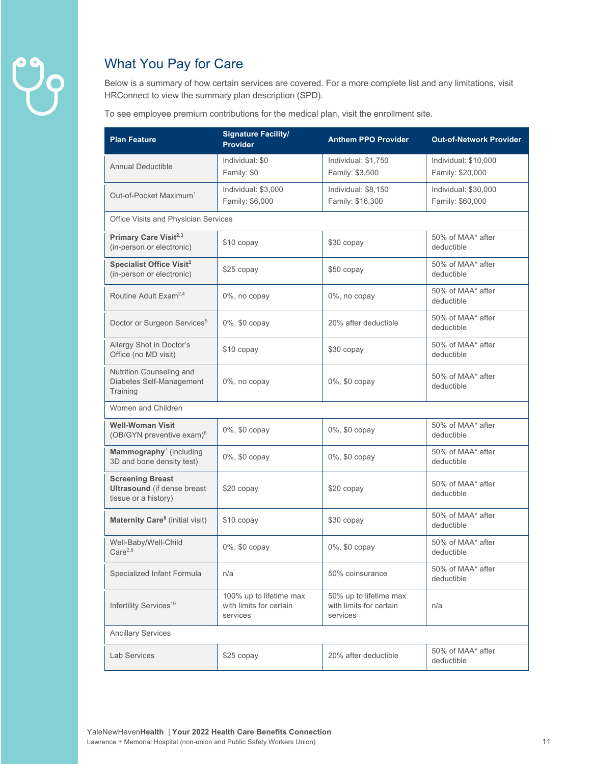## What You Pay for Care

Below is a summary of how certain services are covered. For a more complete list and any limitations, visit HRConnect to view the summary plan description (SPD).

To see employee premium contributions for the medical plan, visit the enrollment site.

| Plan Feature | Signature Facility/ Provider | Anthem PPO Provider | Out-of-Network Provider |
|---|---|---|---|
| Annual Deductible | Individual: $0<br>Family: $0 | Individual: $1,750<br>Family: $3,500 | Individual: $10,000<br>Family: $20,000 |
| Out-of-Pocket Maximum[1] | Individual: $3,000<br>Family: $6,000 | Individual: $8,150<br>Family: $16,300 | Individual: $30,000<br>Family: $60,000 |
| Office Visits and Physician Services | | | |
| **Primary Care Visit**[2,3] (in-person or electronic) | $10 copay | $30 copay | 50% of MAA* after deductible |
| **Specialist Office Visit**[2] (in-person or electronic) | $25 copay | $50 copay | 50% of MAA* after deductible |
| Routine Adult Exam[2,4] | 0%, no copay | 0%, no copay | 50% of MAA* after deductible |
| Doctor or Surgeon Services[5] | 0%, $0 copay | 20% after deductible | 50% of MAA* after deductible |
| Allergy Shot in Doctor's Office (no MD visit) | $10 copay | $30 copay | 50% of MAA* after deductible |
| Nutrition Counseling and Diabetes Self-Management Training | 0%, no copay | 0%, $0 copay | 50% of MAA* after deductible |
| Women and Children | | | |
| **Well-Woman Visit** (OB/GYN preventive exam)[6] | 0%, $0 copay | 0%, $0 copay | 50% of MAA* after deductible |
| **Mammography**[7] (including 3D and bone density test) | 0%, $0 copay | 0%, $0 copay | 50% of MAA* after deductible |
| **Screening Breast Ultrasound** (if dense breast tissue or a history) | $20 copay | $20 copay | 50% of MAA* after deductible |
| **Maternity Care**[8] (initial visit) | $10 copay | $30 copay | 50% of MAA* after deductible |
| Well-Baby/Well-Child Care[2,9] | 0%, $0 copay | 0%, $0 copay | 50% of MAA* after deductible |
| Specialized Infant Formula | n/a | 50% coinsurance | 50% of MAA* after deductible |
| Infertility Services[10] | 100% up to lifetime max with limits for certain services | 50% up to lifetime max with limits for certain services | n/a |
| Ancillary Services | | | |
| Lab Services | $25 copay | 20% after deductible | 50% of MAA* after deductible |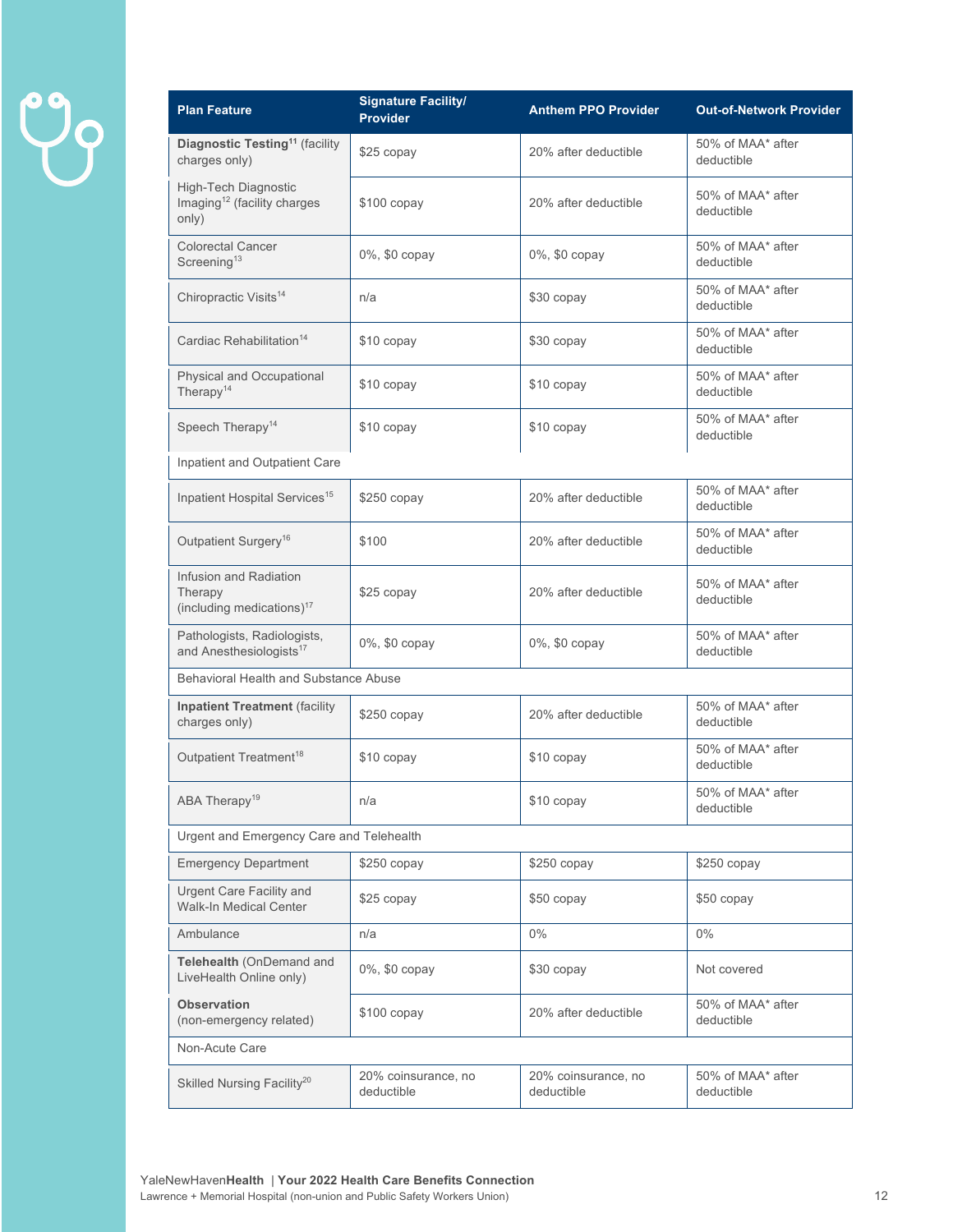| Plan Feature | Signature Facility/ Provider | Anthem PPO Provider | Out-of-Network Provider |
|---|---|---|---|
| **Diagnostic Testing**[11] (facility charges only) | $25 copay | 20% after deductible | 50% of MAA* after deductible |
| High-Tech Diagnostic Imaging[12] (facility charges only) | $100 copay | 20% after deductible | 50% of MAA* after deductible |
| Colorectal Cancer Screening[13] | 0%, $0 copay | 0%, $0 copay | 50% of MAA* after deductible |
| Chiropractic Visits[14] | n/a | $30 copay | 50% of MAA* after deductible |
| Cardiac Rehabilitation[14] | $10 copay | $30 copay | 50% of MAA* after deductible |
| Physical and Occupational Therapy[14] | $10 copay | $10 copay | 50% of MAA* after deductible |
| Speech Therapy[14] | $10 copay | $10 copay | 50% of MAA* after deductible |
| Inpatient and Outpatient Care | | | |
| Inpatient Hospital Services[15] | $250 copay | 20% after deductible | 50% of MAA* after deductible |
| Outpatient Surgery[16] | $100 | 20% after deductible | 50% of MAA* after deductible |
| Infusion and Radiation Therapy (including medications)[17] | $25 copay | 20% after deductible | 50% of MAA* after deductible |
| Pathologists, Radiologists, and Anesthesiologists[17] | 0%, $0 copay | 0%, $0 copay | 50% of MAA* after deductible |
| Behavioral Health and Substance Abuse | | | |
| **Inpatient Treatment** (facility charges only) | $250 copay | 20% after deductible | 50% of MAA* after deductible |
| Outpatient Treatment[18] | $10 copay | $10 copay | 50% of MAA* after deductible |
| ABA Therapy[19] | n/a | $10 copay | 50% of MAA* after deductible |
| Urgent and Emergency Care and Telehealth | | | |
| Emergency Department | $250 copay | $250 copay | $250 copay |
| Urgent Care Facility and Walk-In Medical Center | $25 copay | $50 copay | $50 copay |
| Ambulance | n/a | 0% | 0% |
| **Telehealth** (OnDemand and LiveHealth Online only) | 0%, $0 copay | $30 copay | Not covered |
| **Observation** (non-emergency related) | $100 copay | 20% after deductible | 50% of MAA* after deductible |
| Non-Acute Care | | | |
| Skilled Nursing Facility[20] | 20% coinsurance, no deductible | 20% coinsurance, no deductible | 50% of MAA* after deductible |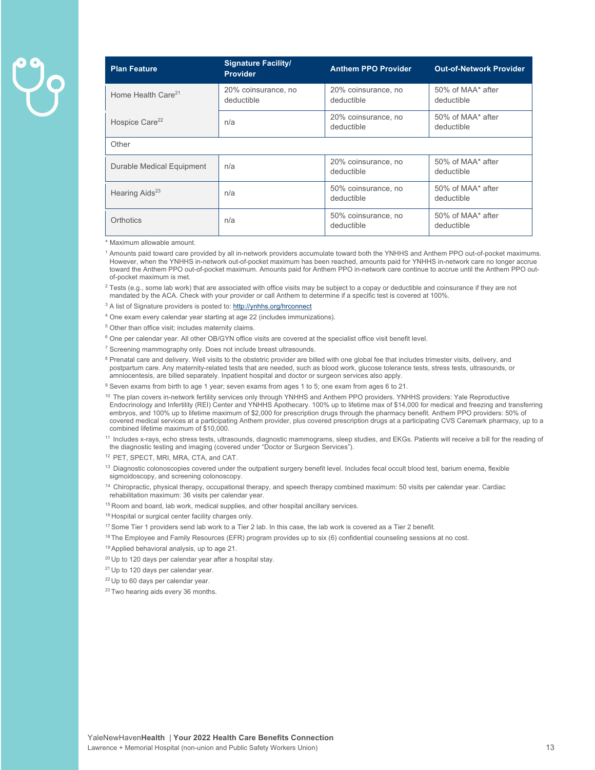| Plan Feature | Signature Facility/ Provider | Anthem PPO Provider | Out-of-Network Provider |
|---|---|---|---|
| Home Health Care[21] | 20% coinsurance, no deductible | 20% coinsurance, no deductible | 50% of MAA* after deductible |
| Hospice Care[22] | n/a | 20% coinsurance, no deductible | 50% of MAA* after deductible |
| Other | | | |
| Durable Medical Equipment | n/a | 20% coinsurance, no deductible | 50% of MAA* after deductible |
| Hearing Aids[23] | n/a | 50% coinsurance, no deductible | 50% of MAA* after deductible |
| Orthotics | n/a | 50% coinsurance, no deductible | 50% of MAA* after deductible |

* Maximum allowable amount.

[1] Amounts paid toward care provided by all in-network providers accumulate toward both the YNHHS and Anthem PPO out-of-pocket maximums. However, when the YNHHS in-network out-of-pocket maximum has been reached, amounts paid for YNHHS in-network care no longer accrue toward the Anthem PPO out-of-pocket maximum. Amounts paid for Anthem PPO in-network care continue to accrue until the Anthem PPO out-of-pocket maximum is met.

[2] Tests (e.g., some lab work) that are associated with office visits may be subject to a copay or deductible and coinsurance if they are not mandated by the ACA. Check with your provider or call Anthem to determine if a specific test is covered at 100%.

[3] A list of Signature providers is posted to: http://ynhhs.org/hrconnect

[4] One exam every calendar year starting at age 22 (includes immunizations).

[5] Other than office visit; includes maternity claims.

[6] One per calendar year. All other OB/GYN office visits are covered at the specialist office visit benefit level.

[7] Screening mammography only. Does not include breast ultrasounds.

[8] Prenatal care and delivery. Well visits to the obstetric provider are billed with one global fee that includes trimester visits, delivery, and postpartum care. Any maternity-related tests that are needed, such as blood work, glucose tolerance tests, stress tests, ultrasounds, or amniocentesis, are billed separately. Inpatient hospital and doctor or surgeon services also apply.

[9] Seven exams from birth to age 1 year; seven exams from ages 1 to 5; one exam from ages 6 to 21.

[10] The plan covers in-network fertility services only through YNHHS and Anthem PPO providers. YNHHS providers: Yale Reproductive Endocrinology and Infertility (REI) Center and YNHHS Apothecary. 100% up to lifetime max of $14,000 for medical and freezing and transferring embryos, and 100% up to lifetime maximum of $2,000 for prescription drugs through the pharmacy benefit. Anthem PPO providers: 50% of covered medical services at a participating Anthem provider, plus covered prescription drugs at a participating CVS Caremark pharmacy, up to a combined lifetime maximum of $10,000.

[11] Includes x-rays, echo stress tests, ultrasounds, diagnostic mammograms, sleep studies, and EKGs. Patients will receive a bill for the reading of the diagnostic testing and imaging (covered under "Doctor or Surgeon Services").

[12] PET, SPECT, MRI, MRA, CTA, and CAT.

[13] Diagnostic colonoscopies covered under the outpatient surgery benefit level. Includes fecal occult blood test, barium enema, flexible sigmoidoscopy, and screening colonoscopy.

[14] Chiropractic, physical therapy, occupational therapy, and speech therapy combined maximum: 50 visits per calendar year. Cardiac rehabilitation maximum: 36 visits per calendar year.

[15] Room and board, lab work, medical supplies, and other hospital ancillary services.

[16] Hospital or surgical center facility charges only.

[17] Some Tier 1 providers send lab work to a Tier 2 lab. In this case, the lab work is covered as a Tier 2 benefit.

[18] The Employee and Family Resources (EFR) program provides up to six (6) confidential counseling sessions at no cost.

[19] Applied behavioral analysis, up to age 21.

[20] Up to 120 days per calendar year after a hospital stay.

[21] Up to 120 days per calendar year.

[22] Up to 60 days per calendar year.

[23] Two hearing aids every 36 months.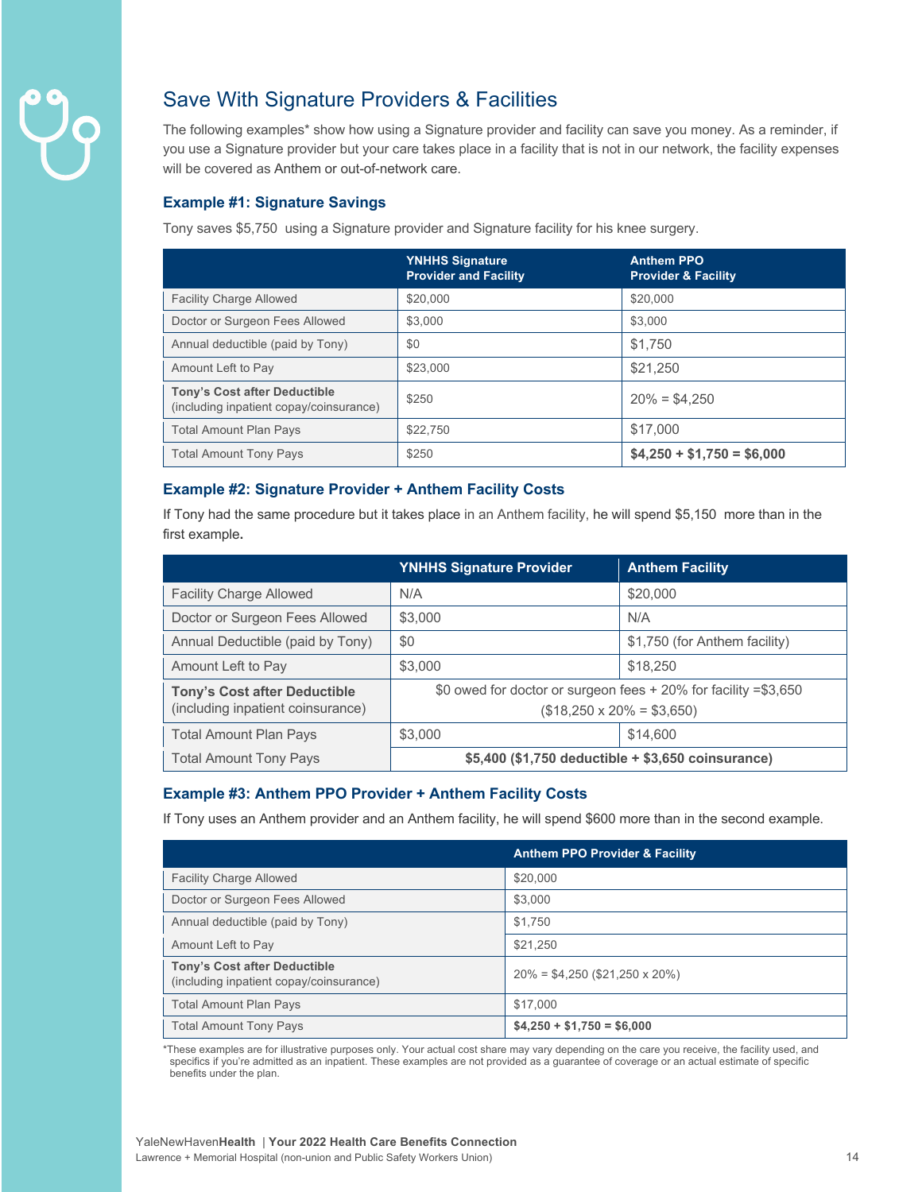## Save With Signature Providers & Facilities

The following examples* show how using a Signature provider and facility can save you money. As a reminder, if you use a Signature provider but your care takes place in a facility that is not in our network, the facility expenses will be covered as Anthem or out-of-network care.

### Example #1: Signature Savings

Tony saves $5,750 using a Signature provider and Signature facility for his knee surgery.

| | YNHHS Signature Provider and Facility | Anthem PPO Provider & Facility |
|---|---|---|
| Facility Charge Allowed | $20,000 | $20,000 |
| Doctor or Surgeon Fees Allowed | $3,000 | $3,000 |
| Annual deductible (paid by Tony) | $0 | $1,750 |
| Amount Left to Pay | $23,000 | $21,250 |
| **Tony's Cost after Deductible** (including inpatient copay/coinsurance) | $250 | 20% = $4,250 |
| Total Amount Plan Pays | $22,750 | $17,000 |
| Total Amount Tony Pays | $250 | **$4,250 + $1,750 = $6,000** |

### Example #2: Signature Provider + Anthem Facility Costs

If Tony had the same procedure but it takes place in an Anthem facility, he will spend $5,150 more than in the first example.

| | YNHHS Signature Provider | Anthem Facility |
|---|---|---|
| Facility Charge Allowed | N/A | $20,000 |
| Doctor or Surgeon Fees Allowed | $3,000 | N/A |
| Annual Deductible (paid by Tony) | $0 | $1,750 (for Anthem facility) |
| Amount Left to Pay | $3,000 | $18,250 |
| **Tony's Cost after Deductible** (including inpatient coinsurance) | $0 owed for doctor or surgeon fees + 20% for facility =$3,650 ($18,250 x 20% = $3,650) | |
| Total Amount Plan Pays | $3,000 | $14,600 |
| Total Amount Tony Pays | **$5,400 ($1,750 deductible + $3,650 coinsurance)** | |

### Example #3: Anthem PPO Provider + Anthem Facility Costs

If Tony uses an Anthem provider and an Anthem facility, he will spend $600 more than in the second example.

| | Anthem PPO Provider & Facility |
|---|---|
| Facility Charge Allowed | $20,000 |
| Doctor or Surgeon Fees Allowed | $3,000 |
| Annual deductible (paid by Tony) | $1,750 |
| Amount Left to Pay | $21,250 |
| **Tony's Cost after Deductible** (including inpatient copay/coinsurance) | 20% = $4,250 ($21,250 x 20%) |
| Total Amount Plan Pays | $17,000 |
| Total Amount Tony Pays | **$4,250 + $1,750 = $6,000** |

*These examples are for illustrative purposes only. Your actual cost share may vary depending on the care you receive, the facility used, and specifics if you're admitted as an inpatient. These examples are not provided as a guarantee of coverage or an actual estimate of specific benefits under the plan.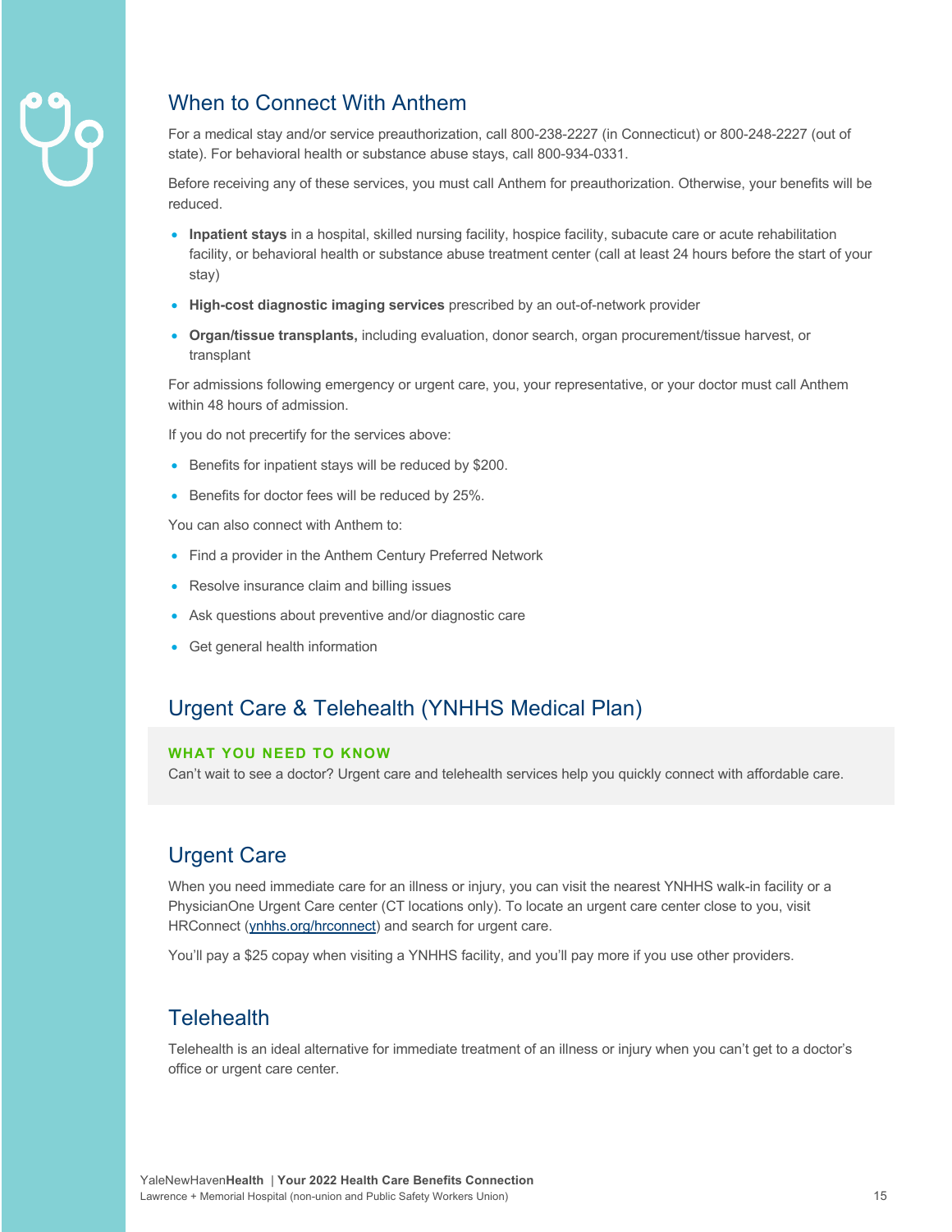## When to Connect With Anthem

For a medical stay and/or service preauthorization, call 800-238-2227 (in Connecticut) or 800-248-2227 (out of state). For behavioral health or substance abuse stays, call 800-934-0331.

Before receiving any of these services, you must call Anthem for preauthorization. Otherwise, your benefits will be reduced.

- **Inpatient stays** in a hospital, skilled nursing facility, hospice facility, subacute care or acute rehabilitation facility, or behavioral health or substance abuse treatment center (call at least 24 hours before the start of your stay)
- **High-cost diagnostic imaging services** prescribed by an out-of-network provider
- **Organ/tissue transplants,** including evaluation, donor search, organ procurement/tissue harvest, or transplant

For admissions following emergency or urgent care, you, your representative, or your doctor must call Anthem within 48 hours of admission.

If you do not precertify for the services above:

- Benefits for inpatient stays will be reduced by $200.
- Benefits for doctor fees will be reduced by 25%.

You can also connect with Anthem to:

- Find a provider in the Anthem Century Preferred Network
- Resolve insurance claim and billing issues
- Ask questions about preventive and/or diagnostic care
- Get general health information

## Urgent Care & Telehealth (YNHHS Medical Plan)

**WHAT YOU NEED TO KNOW**

Can't wait to see a doctor? Urgent care and telehealth services help you quickly connect with affordable care.

## Urgent Care

When you need immediate care for an illness or injury, you can visit the nearest YNHHS walk-in facility or a PhysicianOne Urgent Care center (CT locations only). To locate an urgent care center close to you, visit HRConnect (ynhhs.org/hrconnect) and search for urgent care.

You'll pay a $25 copay when visiting a YNHHS facility, and you'll pay more if you use other providers.

## Telehealth

Telehealth is an ideal alternative for immediate treatment of an illness or injury when you can't get to a doctor's office or urgent care center.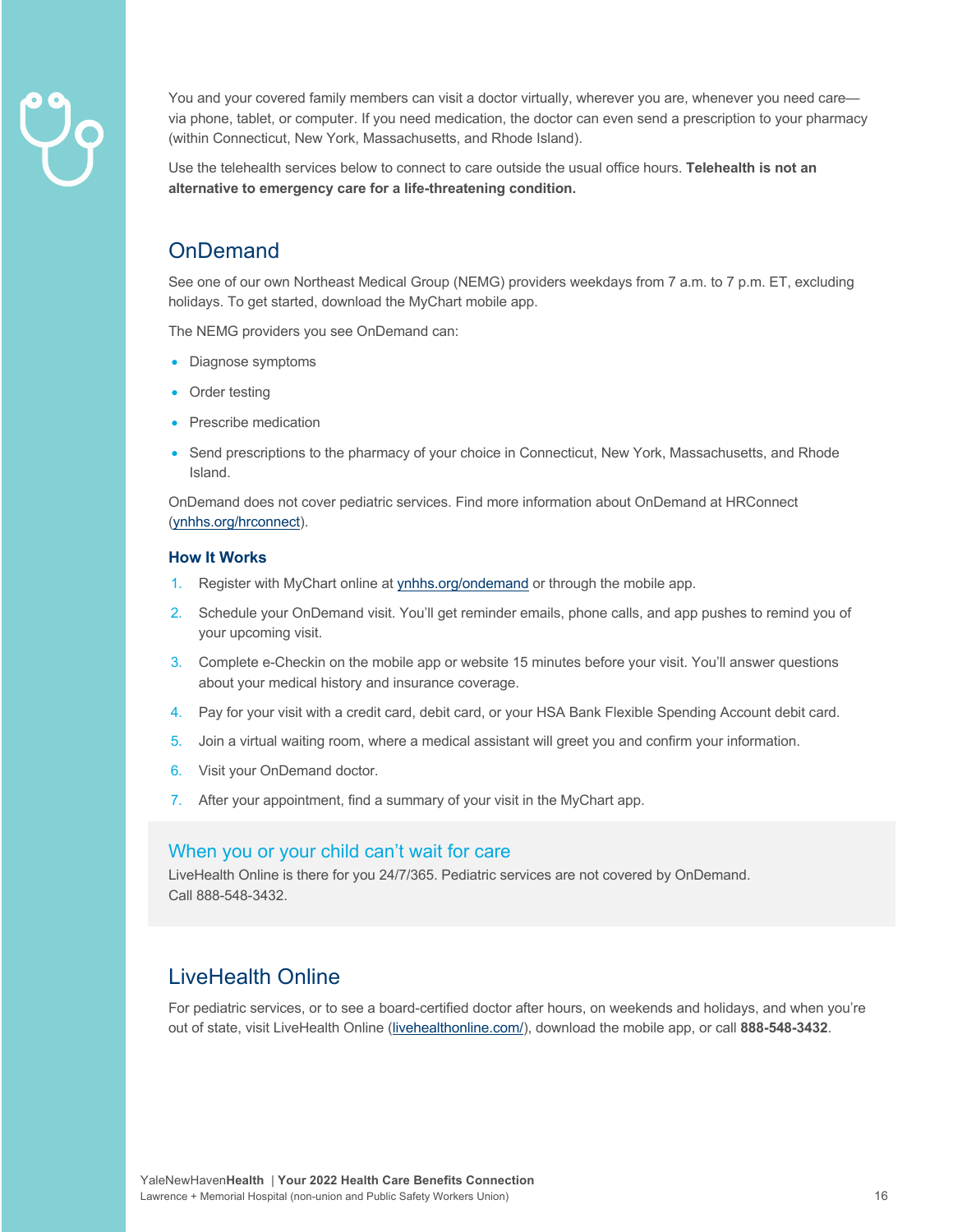You and your covered family members can visit a doctor virtually, wherever you are, whenever you need care—via phone, tablet, or computer. If you need medication, the doctor can even send a prescription to your pharmacy (within Connecticut, New York, Massachusetts, and Rhode Island).

Use the telehealth services below to connect to care outside the usual office hours. **Telehealth is not an alternative to emergency care for a life-threatening condition.**

## OnDemand

See one of our own Northeast Medical Group (NEMG) providers weekdays from 7 a.m. to 7 p.m. ET, excluding holidays. To get started, download the MyChart mobile app.

The NEMG providers you see OnDemand can:

- Diagnose symptoms
- Order testing
- Prescribe medication
- Send prescriptions to the pharmacy of your choice in Connecticut, New York, Massachusetts, and Rhode Island.

OnDemand does not cover pediatric services. Find more information about OnDemand at HRConnect (ynhhs.org/hrconnect).

### How It Works

1. Register with MyChart online at ynhhs.org/ondemand or through the mobile app.
2. Schedule your OnDemand visit. You'll get reminder emails, phone calls, and app pushes to remind you of your upcoming visit.
3. Complete e-Checkin on the mobile app or website 15 minutes before your visit. You'll answer questions about your medical history and insurance coverage.
4. Pay for your visit with a credit card, debit card, or your HSA Bank Flexible Spending Account debit card.
5. Join a virtual waiting room, where a medical assistant will greet you and confirm your information.
6. Visit your OnDemand doctor.
7. After your appointment, find a summary of your visit in the MyChart app.

### When you or your child can't wait for care

LiveHealth Online is there for you 24/7/365. Pediatric services are not covered by OnDemand. Call 888-548-3432.

## LiveHealth Online

For pediatric services, or to see a board-certified doctor after hours, on weekends and holidays, and when you're out of state, visit LiveHealth Online (livehealthonline.com/), download the mobile app, or call **888-548-3432**.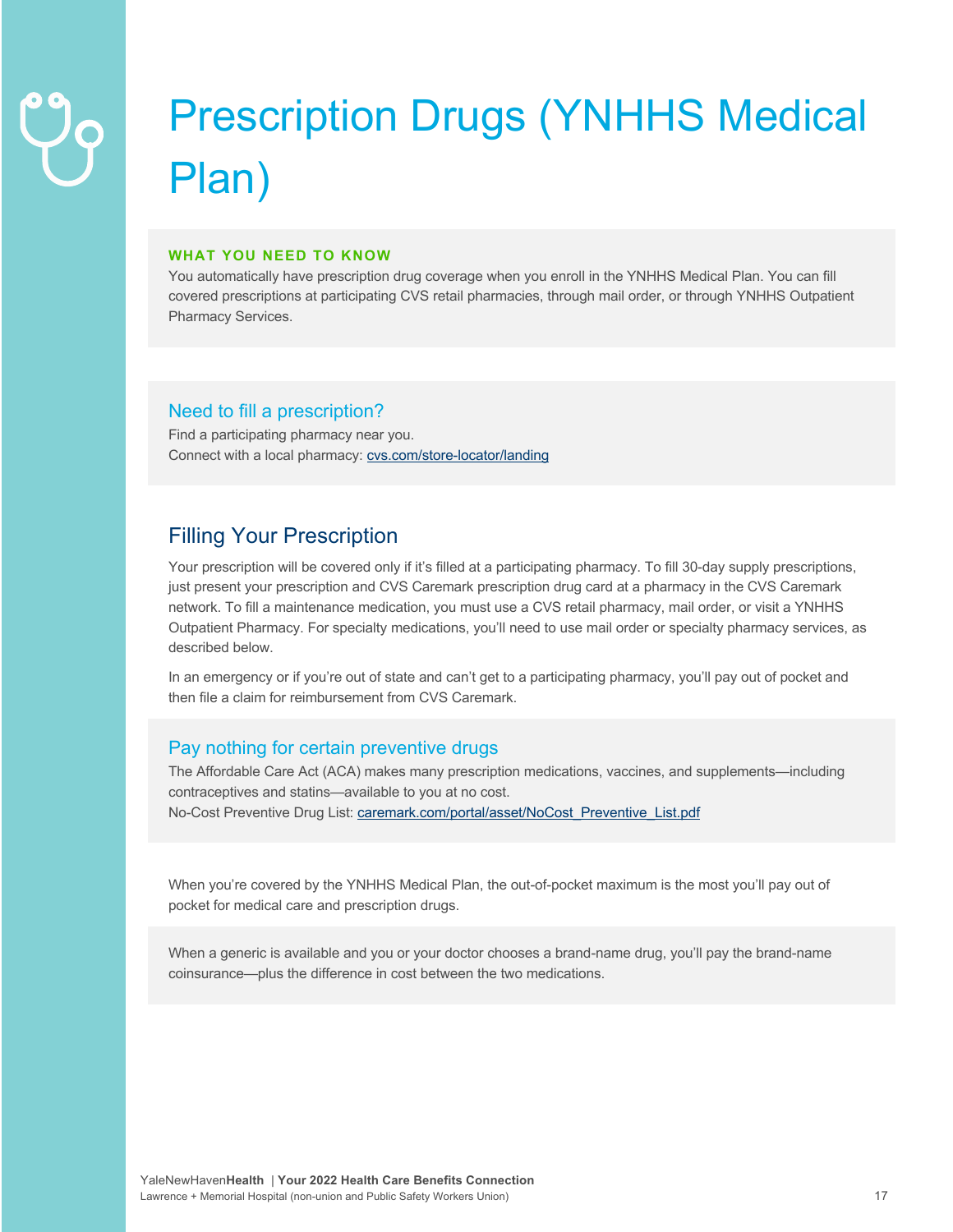# Prescription Drugs (YNHHS Medical Plan)

**WHAT YOU NEED TO KNOW**

You automatically have prescription drug coverage when you enroll in the YNHHS Medical Plan. You can fill covered prescriptions at participating CVS retail pharmacies, through mail order, or through YNHHS Outpatient Pharmacy Services.

### Need to fill a prescription?

Find a participating pharmacy near you.
Connect with a local pharmacy: cvs.com/store-locator/landing

## Filling Your Prescription

Your prescription will be covered only if it's filled at a participating pharmacy. To fill 30-day supply prescriptions, just present your prescription and CVS Caremark prescription drug card at a pharmacy in the CVS Caremark network. To fill a maintenance medication, you must use a CVS retail pharmacy, mail order, or visit a YNHHS Outpatient Pharmacy. For specialty medications, you'll need to use mail order or specialty pharmacy services, as described below.

In an emergency or if you're out of state and can't get to a participating pharmacy, you'll pay out of pocket and then file a claim for reimbursement from CVS Caremark.

### Pay nothing for certain preventive drugs

The Affordable Care Act (ACA) makes many prescription medications, vaccines, and supplements—including contraceptives and statins—available to you at no cost.
No-Cost Preventive Drug List: caremark.com/portal/asset/NoCost_Preventive_List.pdf

When you're covered by the YNHHS Medical Plan, the out-of-pocket maximum is the most you'll pay out of pocket for medical care and prescription drugs.

When a generic is available and you or your doctor chooses a brand-name drug, you'll pay the brand-name coinsurance—plus the difference in cost between the two medications.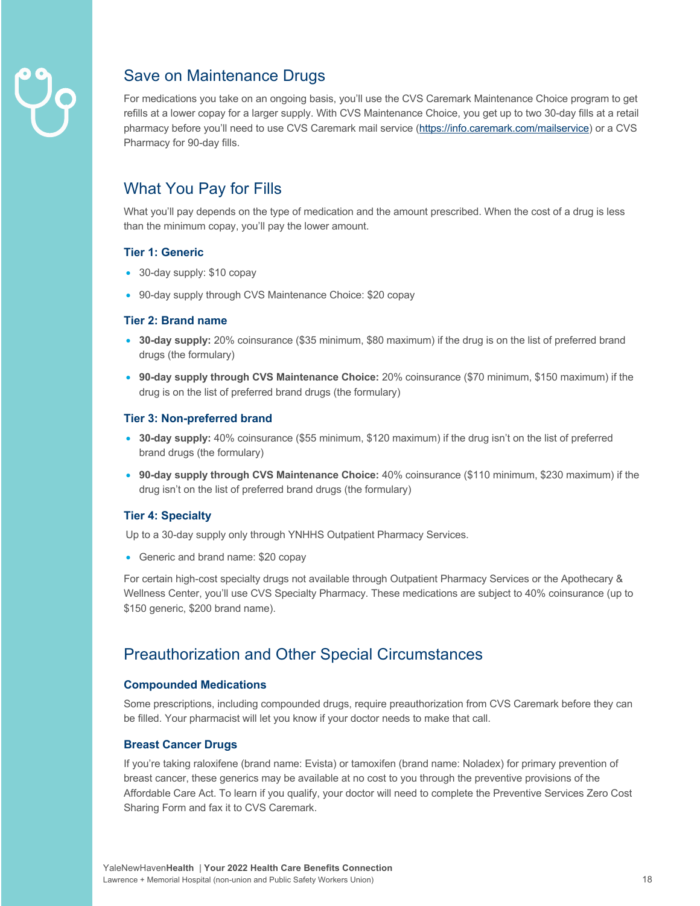## Save on Maintenance Drugs

For medications you take on an ongoing basis, you'll use the CVS Caremark Maintenance Choice program to get refills at a lower copay for a larger supply. With CVS Maintenance Choice, you get up to two 30-day fills at a retail pharmacy before you'll need to use CVS Caremark mail service (https://info.caremark.com/mailservice) or a CVS Pharmacy for 90-day fills.

## What You Pay for Fills

What you'll pay depends on the type of medication and the amount prescribed. When the cost of a drug is less than the minimum copay, you'll pay the lower amount.

### Tier 1: Generic

- 30-day supply: $10 copay
- 90-day supply through CVS Maintenance Choice: $20 copay

### Tier 2: Brand name

- **30-day supply:** 20% coinsurance ($35 minimum, $80 maximum) if the drug is on the list of preferred brand drugs (the formulary)
- **90-day supply through CVS Maintenance Choice:** 20% coinsurance ($70 minimum, $150 maximum) if the drug is on the list of preferred brand drugs (the formulary)

### Tier 3: Non-preferred brand

- **30-day supply:** 40% coinsurance ($55 minimum, $120 maximum) if the drug isn't on the list of preferred brand drugs (the formulary)
- **90-day supply through CVS Maintenance Choice:** 40% coinsurance ($110 minimum, $230 maximum) if the drug isn't on the list of preferred brand drugs (the formulary)

### Tier 4: Specialty

Up to a 30-day supply only through YNHHS Outpatient Pharmacy Services.

- Generic and brand name: $20 copay

For certain high-cost specialty drugs not available through Outpatient Pharmacy Services or the Apothecary & Wellness Center, you'll use CVS Specialty Pharmacy. These medications are subject to 40% coinsurance (up to $150 generic, $200 brand name).

## Preauthorization and Other Special Circumstances

### Compounded Medications

Some prescriptions, including compounded drugs, require preauthorization from CVS Caremark before they can be filled. Your pharmacist will let you know if your doctor needs to make that call.

### Breast Cancer Drugs

If you're taking raloxifene (brand name: Evista) or tamoxifen (brand name: Noladex) for primary prevention of breast cancer, these generics may be available at no cost to you through the preventive provisions of the Affordable Care Act. To learn if you qualify, your doctor will need to complete the Preventive Services Zero Cost Sharing Form and fax it to CVS Caremark.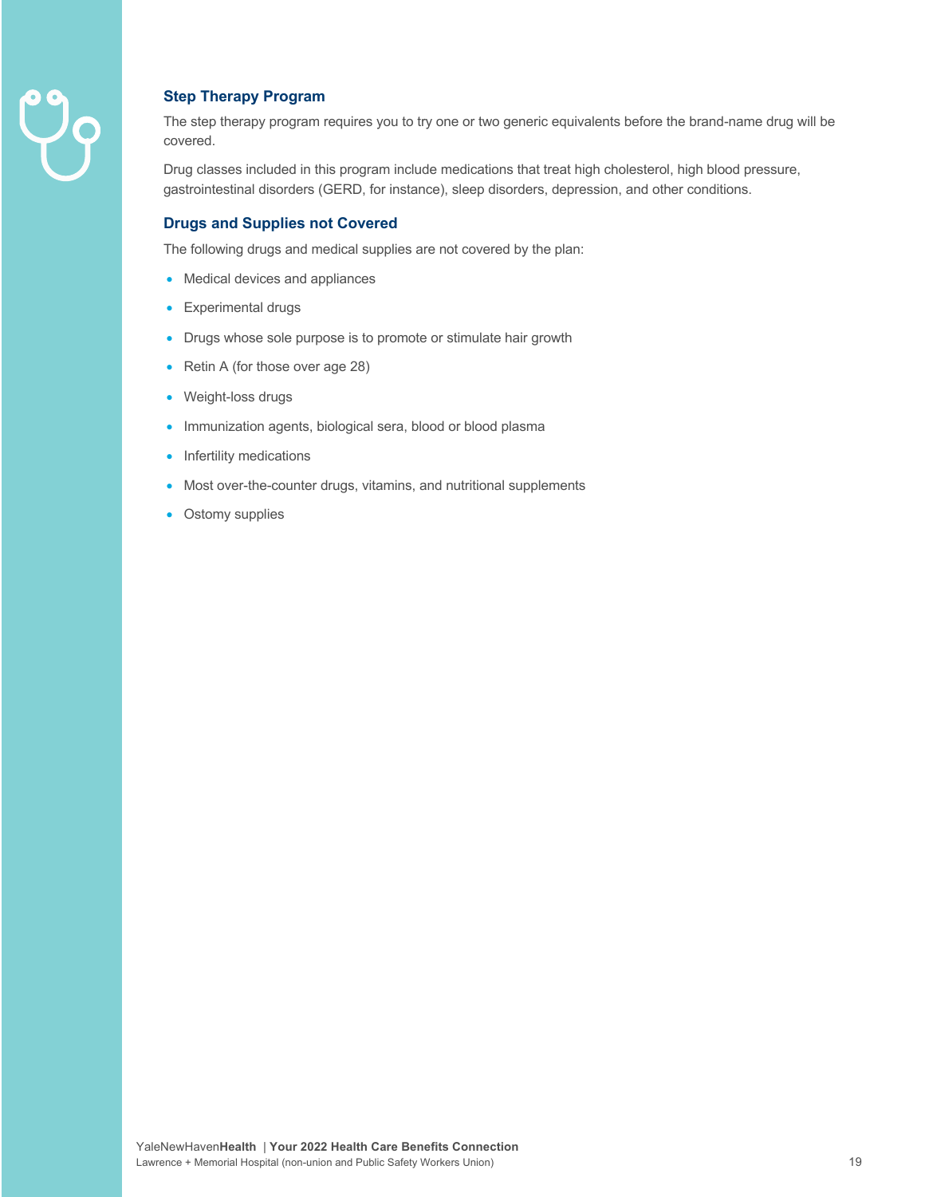### Step Therapy Program

The step therapy program requires you to try one or two generic equivalents before the brand-name drug will be covered.

Drug classes included in this program include medications that treat high cholesterol, high blood pressure, gastrointestinal disorders (GERD, for instance), sleep disorders, depression, and other conditions.

### Drugs and Supplies not Covered

The following drugs and medical supplies are not covered by the plan:

- Medical devices and appliances
- Experimental drugs
- Drugs whose sole purpose is to promote or stimulate hair growth
- Retin A (for those over age 28)
- Weight-loss drugs
- Immunization agents, biological sera, blood or blood plasma
- Infertility medications
- Most over-the-counter drugs, vitamins, and nutritional supplements
- Ostomy supplies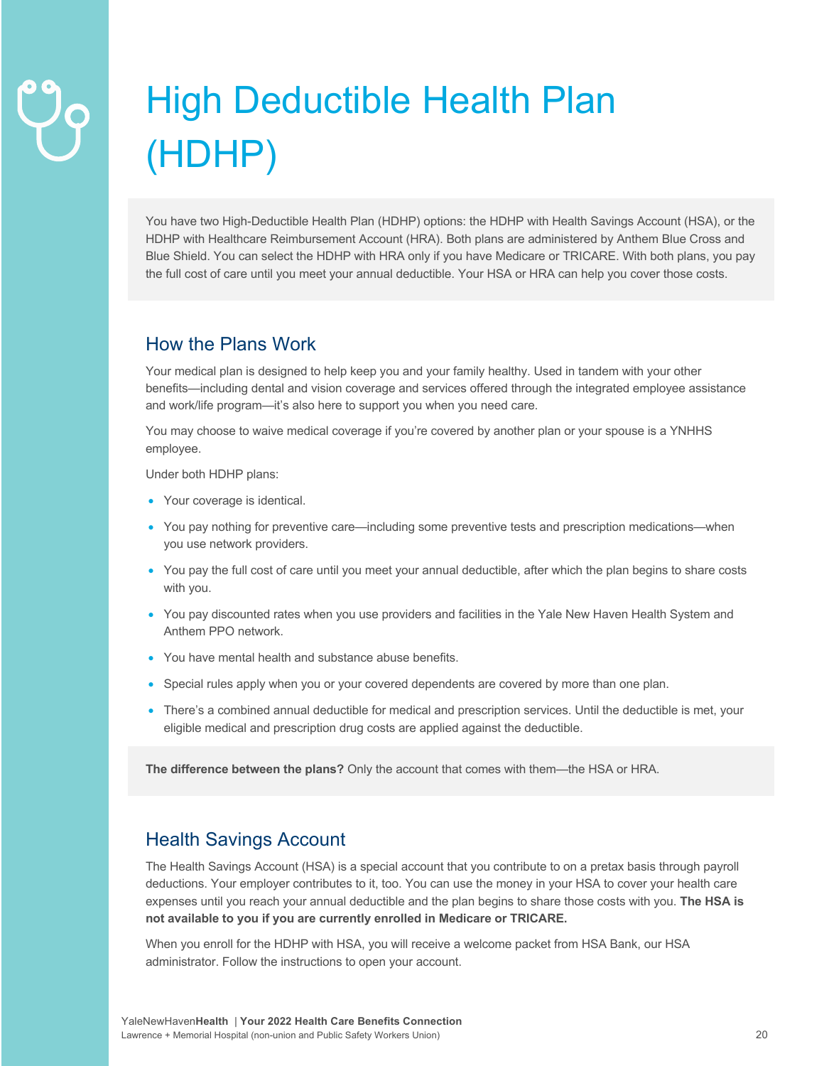# High Deductible Health Plan (HDHP)

You have two High-Deductible Health Plan (HDHP) options: the HDHP with Health Savings Account (HSA), or the HDHP with Healthcare Reimbursement Account (HRA). Both plans are administered by Anthem Blue Cross and Blue Shield. You can select the HDHP with HRA only if you have Medicare or TRICARE. With both plans, you pay the full cost of care until you meet your annual deductible. Your HSA or HRA can help you cover those costs.

## How the Plans Work

Your medical plan is designed to help keep you and your family healthy. Used in tandem with your other benefits—including dental and vision coverage and services offered through the integrated employee assistance and work/life program—it's also here to support you when you need care.

You may choose to waive medical coverage if you're covered by another plan or your spouse is a YNHHS employee.

Under both HDHP plans:

- Your coverage is identical.
- You pay nothing for preventive care—including some preventive tests and prescription medications—when you use network providers.
- You pay the full cost of care until you meet your annual deductible, after which the plan begins to share costs with you.
- You pay discounted rates when you use providers and facilities in the Yale New Haven Health System and Anthem PPO network.
- You have mental health and substance abuse benefits.
- Special rules apply when you or your covered dependents are covered by more than one plan.
- There's a combined annual deductible for medical and prescription services. Until the deductible is met, your eligible medical and prescription drug costs are applied against the deductible.

**The difference between the plans?** Only the account that comes with them—the HSA or HRA.

## Health Savings Account

The Health Savings Account (HSA) is a special account that you contribute to on a pretax basis through payroll deductions. Your employer contributes to it, too. You can use the money in your HSA to cover your health care expenses until you reach your annual deductible and the plan begins to share those costs with you. **The HSA is not available to you if you are currently enrolled in Medicare or TRICARE.**

When you enroll for the HDHP with HSA, you will receive a welcome packet from HSA Bank, our HSA administrator. Follow the instructions to open your account.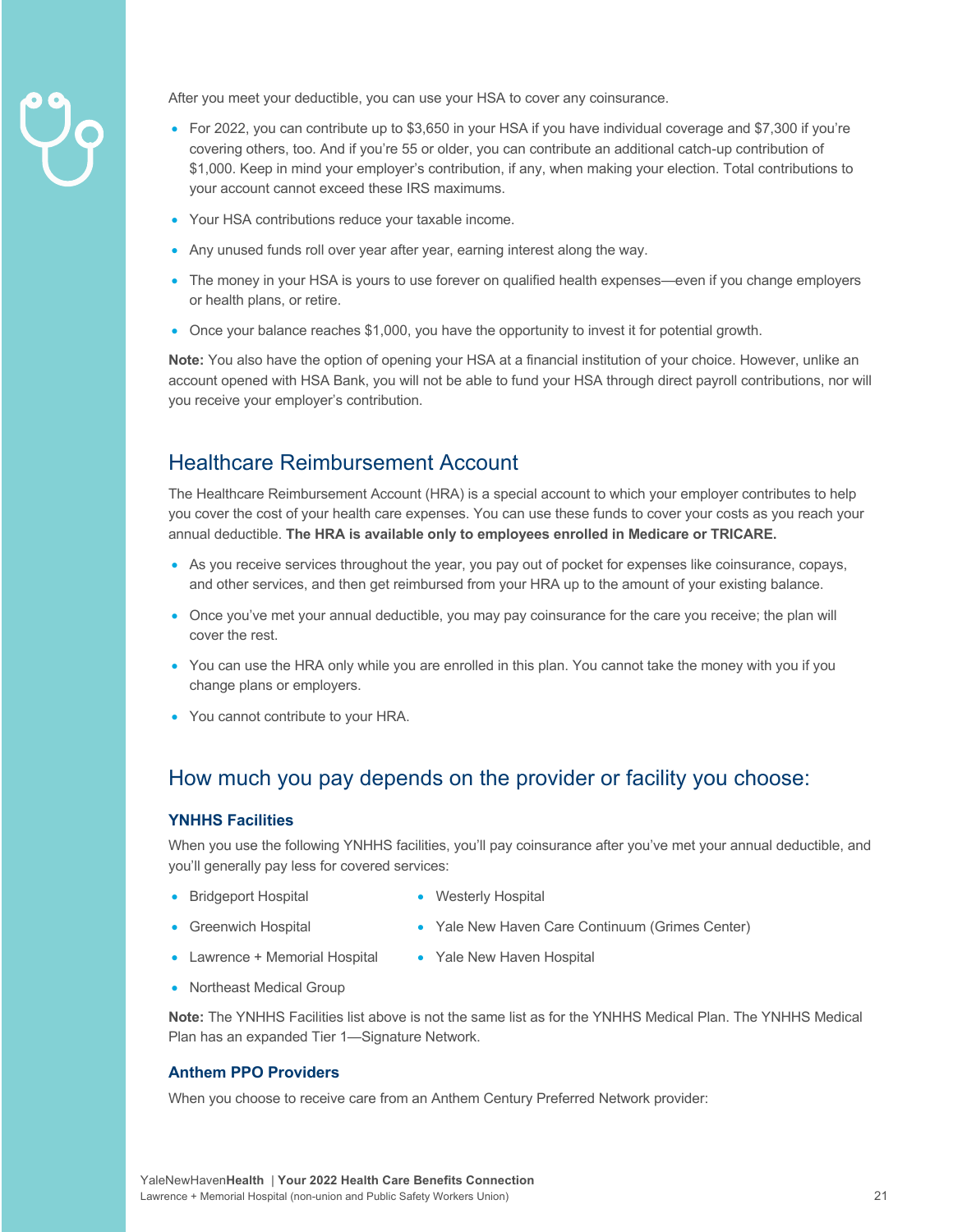After you meet your deductible, you can use your HSA to cover any coinsurance.

- For 2022, you can contribute up to $3,650 in your HSA if you have individual coverage and $7,300 if you're covering others, too. And if you're 55 or older, you can contribute an additional catch-up contribution of $1,000. Keep in mind your employer's contribution, if any, when making your election. Total contributions to your account cannot exceed these IRS maximums.
- Your HSA contributions reduce your taxable income.
- Any unused funds roll over year after year, earning interest along the way.
- The money in your HSA is yours to use forever on qualified health expenses—even if you change employers or health plans, or retire.
- Once your balance reaches $1,000, you have the opportunity to invest it for potential growth.

**Note:** You also have the option of opening your HSA at a financial institution of your choice. However, unlike an account opened with HSA Bank, you will not be able to fund your HSA through direct payroll contributions, nor will you receive your employer's contribution.

## Healthcare Reimbursement Account

The Healthcare Reimbursement Account (HRA) is a special account to which your employer contributes to help you cover the cost of your health care expenses. You can use these funds to cover your costs as you reach your annual deductible. **The HRA is available only to employees enrolled in Medicare or TRICARE.**

- As you receive services throughout the year, you pay out of pocket for expenses like coinsurance, copays, and other services, and then get reimbursed from your HRA up to the amount of your existing balance.
- Once you've met your annual deductible, you may pay coinsurance for the care you receive; the plan will cover the rest.
- You can use the HRA only while you are enrolled in this plan. You cannot take the money with you if you change plans or employers.
- You cannot contribute to your HRA.

## How much you pay depends on the provider or facility you choose:

### YNHHS Facilities

When you use the following YNHHS facilities, you'll pay coinsurance after you've met your annual deductible, and you'll generally pay less for covered services:

- Bridgeport Hospital
- Greenwich Hospital
- Lawrence + Memorial Hospital
- Northeast Medical Group
- Westerly Hospital
- Yale New Haven Care Continuum (Grimes Center)
- Yale New Haven Hospital

**Note:** The YNHHS Facilities list above is not the same list as for the YNHHS Medical Plan. The YNHHS Medical Plan has an expanded Tier 1—Signature Network.

### Anthem PPO Providers

When you choose to receive care from an Anthem Century Preferred Network provider: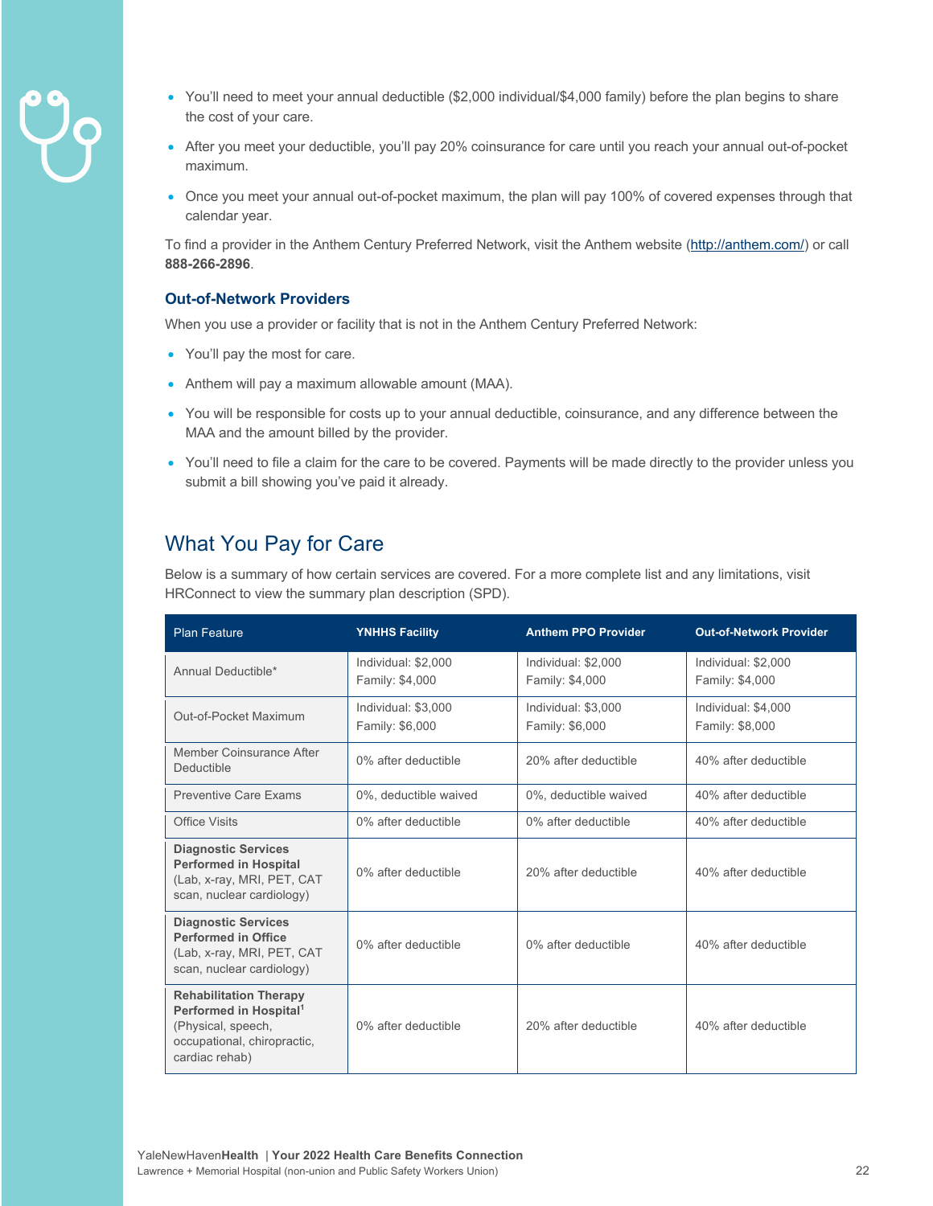- You'll need to meet your annual deductible ($2,000 individual/$4,000 family) before the plan begins to share the cost of your care.
- After you meet your deductible, you'll pay 20% coinsurance for care until you reach your annual out-of-pocket maximum.
- Once you meet your annual out-of-pocket maximum, the plan will pay 100% of covered expenses through that calendar year.

To find a provider in the Anthem Century Preferred Network, visit the Anthem website (http://anthem.com/) or call **888-266-2896**.

### Out-of-Network Providers

When you use a provider or facility that is not in the Anthem Century Preferred Network:

- You'll pay the most for care.
- Anthem will pay a maximum allowable amount (MAA).
- You will be responsible for costs up to your annual deductible, coinsurance, and any difference between the MAA and the amount billed by the provider.
- You'll need to file a claim for the care to be covered. Payments will be made directly to the provider unless you submit a bill showing you've paid it already.

## What You Pay for Care

Below is a summary of how certain services are covered. For a more complete list and any limitations, visit HRConnect to view the summary plan description (SPD).

| Plan Feature | YNHHS Facility | Anthem PPO Provider | Out-of-Network Provider |
|---|---|---|---|
| Annual Deductible* | Individual: $2,000<br>Family: $4,000 | Individual: $2,000<br>Family: $4,000 | Individual: $2,000<br>Family: $4,000 |
| Out-of-Pocket Maximum | Individual: $3,000<br>Family: $6,000 | Individual: $3,000<br>Family: $6,000 | Individual: $4,000<br>Family: $8,000 |
| Member Coinsurance After Deductible | 0% after deductible | 20% after deductible | 40% after deductible |
| Preventive Care Exams | 0%, deductible waived | 0%, deductible waived | 40% after deductible |
| Office Visits | 0% after deductible | 0% after deductible | 40% after deductible |
| **Diagnostic Services Performed in Hospital** (Lab, x-ray, MRI, PET, CAT scan, nuclear cardiology) | 0% after deductible | 20% after deductible | 40% after deductible |
| **Diagnostic Services Performed in Office** (Lab, x-ray, MRI, PET, CAT scan, nuclear cardiology) | 0% after deductible | 0% after deductible | 40% after deductible |
| **Rehabilitation Therapy Performed in Hospital**[1] (Physical, speech, occupational, chiropractic, cardiac rehab) | 0% after deductible | 20% after deductible | 40% after deductible |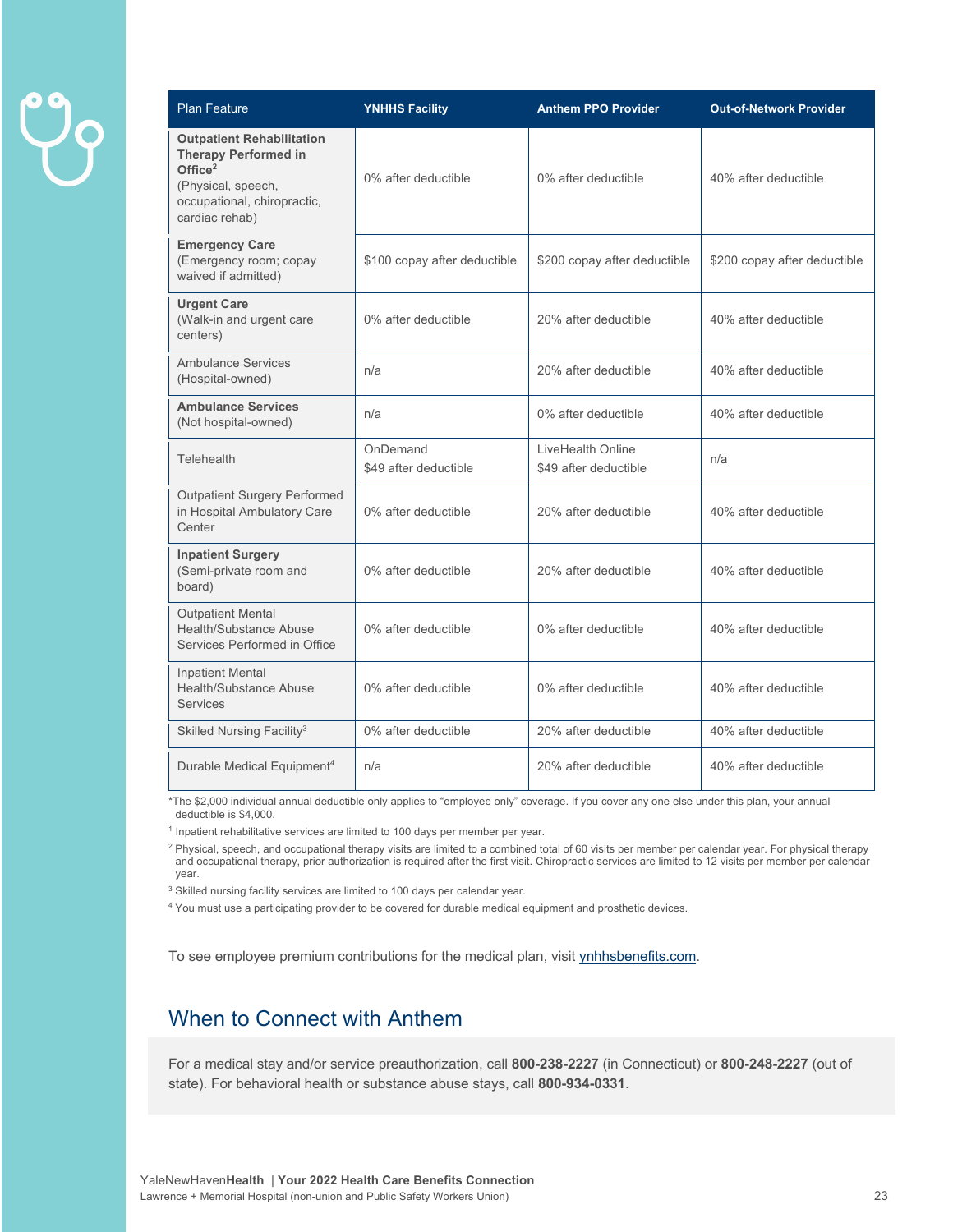| Plan Feature | YNHHS Facility | Anthem PPO Provider | Out-of-Network Provider |
|---|---|---|---|
| **Outpatient Rehabilitation Therapy Performed in Office**[2] (Physical, speech, occupational, chiropractic, cardiac rehab) | 0% after deductible | 0% after deductible | 40% after deductible |
| **Emergency Care** (Emergency room; copay waived if admitted) | $100 copay after deductible | $200 copay after deductible | $200 copay after deductible |
| **Urgent Care** (Walk-in and urgent care centers) | 0% after deductible | 20% after deductible | 40% after deductible |
| Ambulance Services (Hospital-owned) | n/a | 20% after deductible | 40% after deductible |
| **Ambulance Services** (Not hospital-owned) | n/a | 0% after deductible | 40% after deductible |
| Telehealth | OnDemand $49 after deductible | LiveHealth Online $49 after deductible | n/a |
| Outpatient Surgery Performed in Hospital Ambulatory Care Center | 0% after deductible | 20% after deductible | 40% after deductible |
| **Inpatient Surgery** (Semi-private room and board) | 0% after deductible | 20% after deductible | 40% after deductible |
| Outpatient Mental Health/Substance Abuse Services Performed in Office | 0% after deductible | 0% after deductible | 40% after deductible |
| Inpatient Mental Health/Substance Abuse Services | 0% after deductible | 0% after deductible | 40% after deductible |
| Skilled Nursing Facility[3] | 0% after deductible | 20% after deductible | 40% after deductible |
| Durable Medical Equipment[4] | n/a | 20% after deductible | 40% after deductible |

*The $2,000 individual annual deductible only applies to "employee only" coverage. If you cover any one else under this plan, your annual deductible is $4,000.

[1] Inpatient rehabilitative services are limited to 100 days per member per year.

[2] Physical, speech, and occupational therapy visits are limited to a combined total of 60 visits per member per calendar year. For physical therapy and occupational therapy, prior authorization is required after the first visit. Chiropractic services are limited to 12 visits per member per calendar year.

[3] Skilled nursing facility services are limited to 100 days per calendar year.

[4] You must use a participating provider to be covered for durable medical equipment and prosthetic devices.

To see employee premium contributions for the medical plan, visit ynhhsbenefits.com.

## When to Connect with Anthem

For a medical stay and/or service preauthorization, call **800-238-2227** (in Connecticut) or **800-248-2227** (out of state). For behavioral health or substance abuse stays, call **800-934-0331**.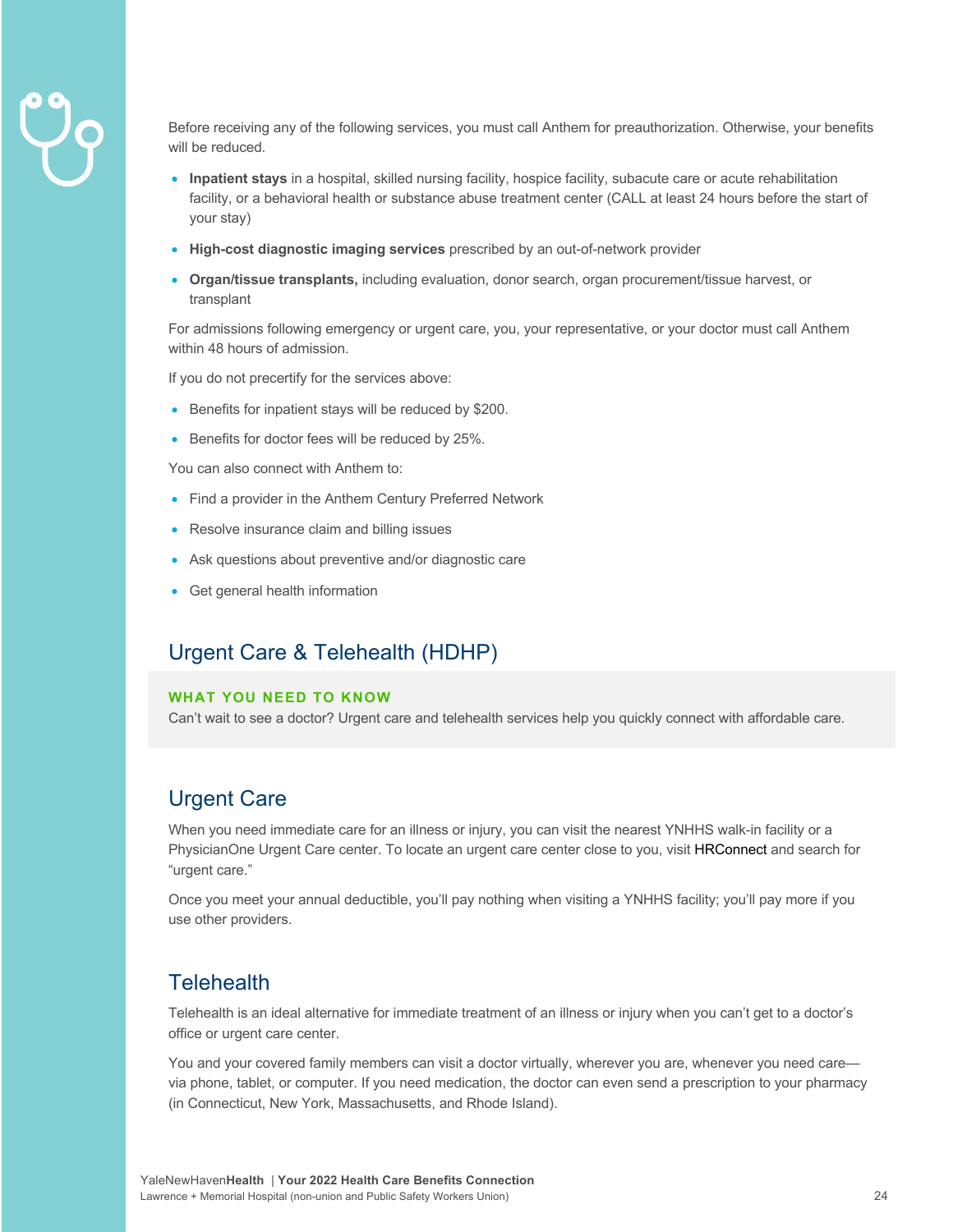Before receiving any of the following services, you must call Anthem for preauthorization. Otherwise, your benefits will be reduced.

- **Inpatient stays** in a hospital, skilled nursing facility, hospice facility, subacute care or acute rehabilitation facility, or a behavioral health or substance abuse treatment center (CALL at least 24 hours before the start of your stay)
- **High-cost diagnostic imaging services** prescribed by an out-of-network provider
- **Organ/tissue transplants,** including evaluation, donor search, organ procurement/tissue harvest, or transplant

For admissions following emergency or urgent care, you, your representative, or your doctor must call Anthem within 48 hours of admission.

If you do not precertify for the services above:

- Benefits for inpatient stays will be reduced by $200.
- Benefits for doctor fees will be reduced by 25%.

You can also connect with Anthem to:

- Find a provider in the Anthem Century Preferred Network
- Resolve insurance claim and billing issues
- Ask questions about preventive and/or diagnostic care
- Get general health information

## Urgent Care & Telehealth (HDHP)

**WHAT YOU NEED TO KNOW**

Can't wait to see a doctor? Urgent care and telehealth services help you quickly connect with affordable care.

## Urgent Care

When you need immediate care for an illness or injury, you can visit the nearest YNHHS walk-in facility or a PhysicianOne Urgent Care center. To locate an urgent care center close to you, visit HRConnect and search for "urgent care."

Once you meet your annual deductible, you'll pay nothing when visiting a YNHHS facility; you'll pay more if you use other providers.

## Telehealth

Telehealth is an ideal alternative for immediate treatment of an illness or injury when you can't get to a doctor's office or urgent care center.

You and your covered family members can visit a doctor virtually, wherever you are, whenever you need care—via phone, tablet, or computer. If you need medication, the doctor can even send a prescription to your pharmacy (in Connecticut, New York, Massachusetts, and Rhode Island).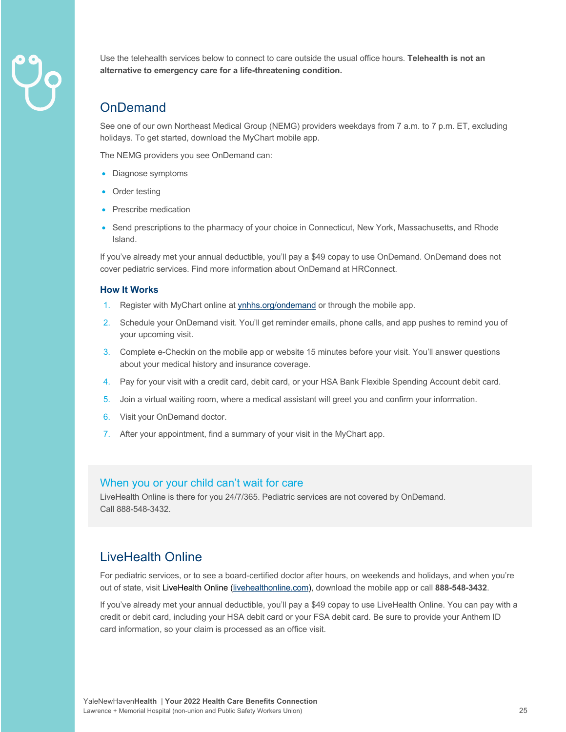Use the telehealth services below to connect to care outside the usual office hours. **Telehealth is not an alternative to emergency care for a life-threatening condition.**

## OnDemand

See one of our own Northeast Medical Group (NEMG) providers weekdays from 7 a.m. to 7 p.m. ET, excluding holidays. To get started, download the MyChart mobile app.

The NEMG providers you see OnDemand can:

- Diagnose symptoms
- Order testing
- Prescribe medication
- Send prescriptions to the pharmacy of your choice in Connecticut, New York, Massachusetts, and Rhode Island.

If you've already met your annual deductible, you'll pay a $49 copay to use OnDemand. OnDemand does not cover pediatric services. Find more information about OnDemand at HRConnect.

### How It Works

1. Register with MyChart online at ynhhs.org/ondemand or through the mobile app.
2. Schedule your OnDemand visit. You'll get reminder emails, phone calls, and app pushes to remind you of your upcoming visit.
3. Complete e-Checkin on the mobile app or website 15 minutes before your visit. You'll answer questions about your medical history and insurance coverage.
4. Pay for your visit with a credit card, debit card, or your HSA Bank Flexible Spending Account debit card.
5. Join a virtual waiting room, where a medical assistant will greet you and confirm your information.
6. Visit your OnDemand doctor.
7. After your appointment, find a summary of your visit in the MyChart app.

### When you or your child can't wait for care

LiveHealth Online is there for you 24/7/365. Pediatric services are not covered by OnDemand. Call 888-548-3432.

## LiveHealth Online

For pediatric services, or to see a board-certified doctor after hours, on weekends and holidays, and when you're out of state, visit LiveHealth Online (livehealthonline.com), download the mobile app or call **888-548-3432**.

If you've already met your annual deductible, you'll pay a $49 copay to use LiveHealth Online. You can pay with a credit or debit card, including your HSA debit card or your FSA debit card. Be sure to provide your Anthem ID card information, so your claim is processed as an office visit.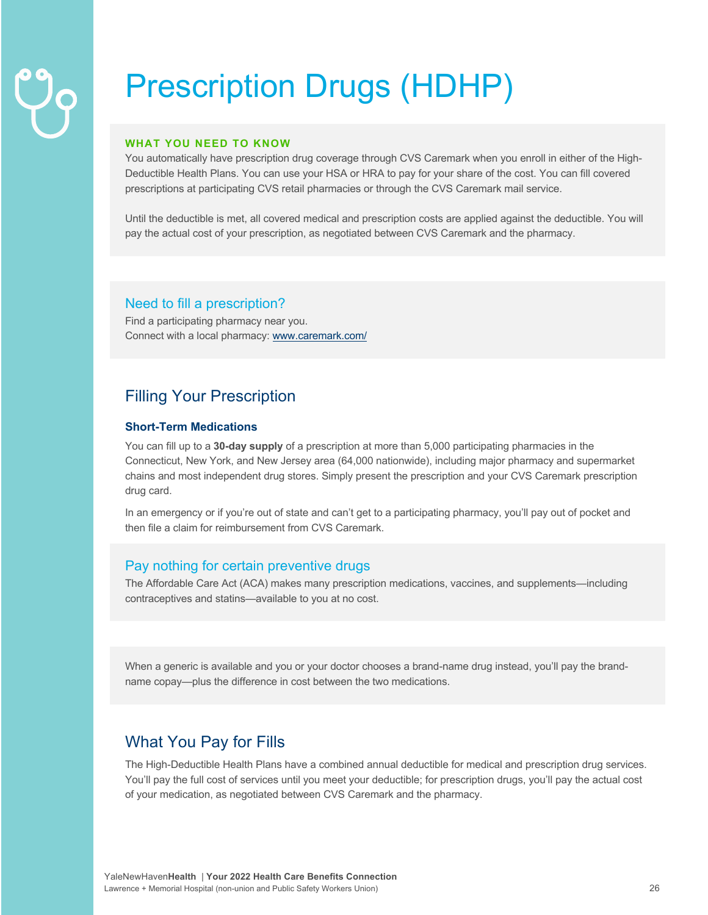# Prescription Drugs (HDHP)

**WHAT YOU NEED TO KNOW**

You automatically have prescription drug coverage through CVS Caremark when you enroll in either of the High-Deductible Health Plans. You can use your HSA or HRA to pay for your share of the cost. You can fill covered prescriptions at participating CVS retail pharmacies or through the CVS Caremark mail service.

Until the deductible is met, all covered medical and prescription costs are applied against the deductible. You will pay the actual cost of your prescription, as negotiated between CVS Caremark and the pharmacy.

### Need to fill a prescription?

Find a participating pharmacy near you.
Connect with a local pharmacy: www.caremark.com/

## Filling Your Prescription

### Short-Term Medications

You can fill up to a **30-day supply** of a prescription at more than 5,000 participating pharmacies in the Connecticut, New York, and New Jersey area (64,000 nationwide), including major pharmacy and supermarket chains and most independent drug stores. Simply present the prescription and your CVS Caremark prescription drug card.

In an emergency or if you're out of state and can't get to a participating pharmacy, you'll pay out of pocket and then file a claim for reimbursement from CVS Caremark.

### Pay nothing for certain preventive drugs

The Affordable Care Act (ACA) makes many prescription medications, vaccines, and supplements—including contraceptives and statins—available to you at no cost.

When a generic is available and you or your doctor chooses a brand-name drug instead, you'll pay the brand-name copay—plus the difference in cost between the two medications.

## What You Pay for Fills

The High-Deductible Health Plans have a combined annual deductible for medical and prescription drug services. You'll pay the full cost of services until you meet your deductible; for prescription drugs, you'll pay the actual cost of your medication, as negotiated between CVS Caremark and the pharmacy.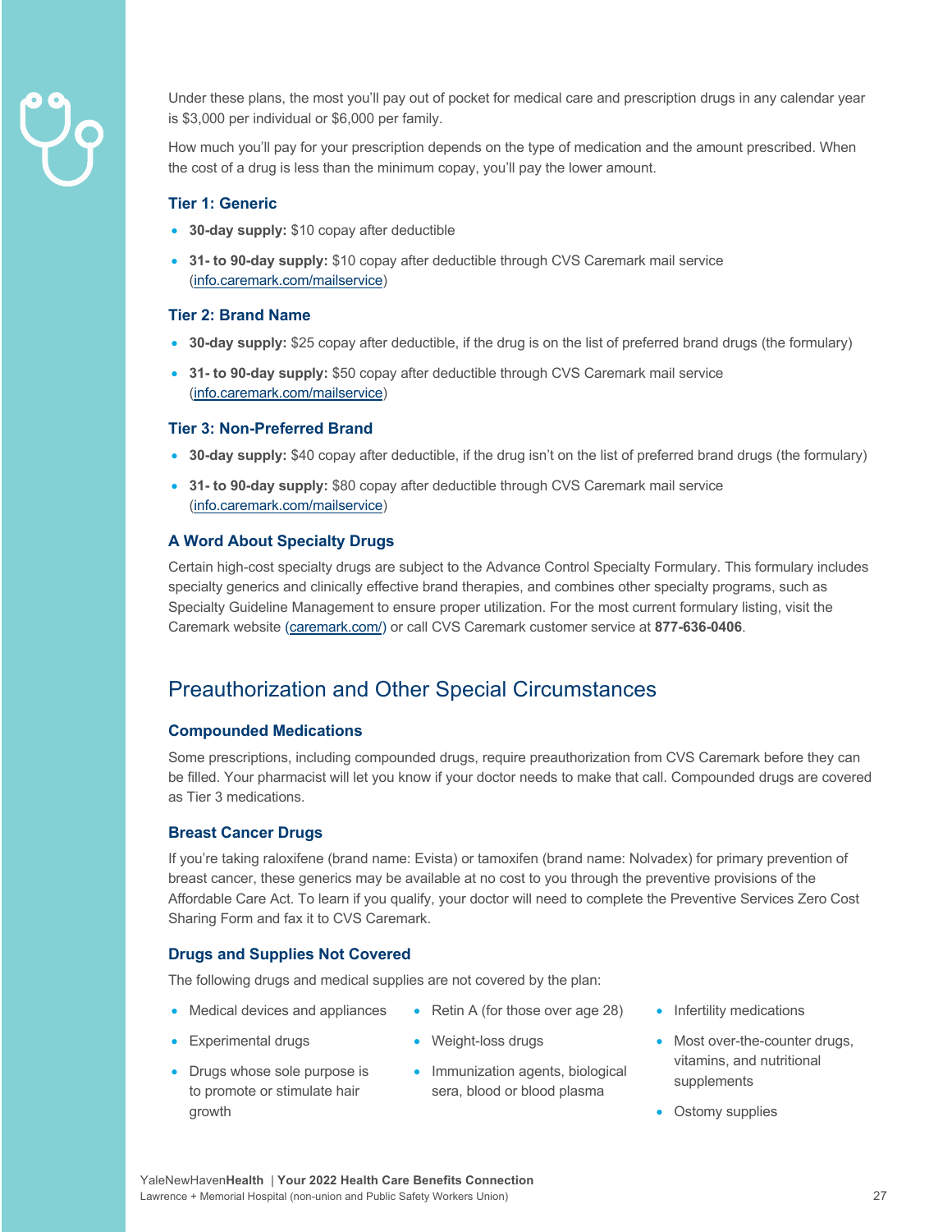Under these plans, the most you'll pay out of pocket for medical care and prescription drugs in any calendar year is $3,000 per individual or $6,000 per family.

How much you'll pay for your prescription depends on the type of medication and the amount prescribed. When the cost of a drug is less than the minimum copay, you'll pay the lower amount.

### Tier 1: Generic

- **30-day supply:** $10 copay after deductible
- **31- to 90-day supply:** $10 copay after deductible through CVS Caremark mail service (info.caremark.com/mailservice)

### Tier 2: Brand Name

- **30-day supply:** $25 copay after deductible, if the drug is on the list of preferred brand drugs (the formulary)
- **31- to 90-day supply:** $50 copay after deductible through CVS Caremark mail service (info.caremark.com/mailservice)

### Tier 3: Non-Preferred Brand

- **30-day supply:** $40 copay after deductible, if the drug isn't on the list of preferred brand drugs (the formulary)
- **31- to 90-day supply:** $80 copay after deductible through CVS Caremark mail service (info.caremark.com/mailservice)

### A Word About Specialty Drugs

Certain high-cost specialty drugs are subject to the Advance Control Specialty Formulary. This formulary includes specialty generics and clinically effective brand therapies, and combines other specialty programs, such as Specialty Guideline Management to ensure proper utilization. For the most current formulary listing, visit the Caremark website (caremark.com/) or call CVS Caremark customer service at **877-636-0406**.

## Preauthorization and Other Special Circumstances

### Compounded Medications

Some prescriptions, including compounded drugs, require preauthorization from CVS Caremark before they can be filled. Your pharmacist will let you know if your doctor needs to make that call. Compounded drugs are covered as Tier 3 medications.

### Breast Cancer Drugs

If you're taking raloxifene (brand name: Evista) or tamoxifen (brand name: Nolvadex) for primary prevention of breast cancer, these generics may be available at no cost to you through the preventive provisions of the Affordable Care Act. To learn if you qualify, your doctor will need to complete the Preventive Services Zero Cost Sharing Form and fax it to CVS Caremark.

### Drugs and Supplies Not Covered

The following drugs and medical supplies are not covered by the plan:

- Medical devices and appliances
- Experimental drugs
- Drugs whose sole purpose is to promote or stimulate hair growth
- Retin A (for those over age 28)
- Weight-loss drugs
- Immunization agents, biological sera, blood or blood plasma
- Infertility medications
- Most over-the-counter drugs, vitamins, and nutritional supplements
- Ostomy supplies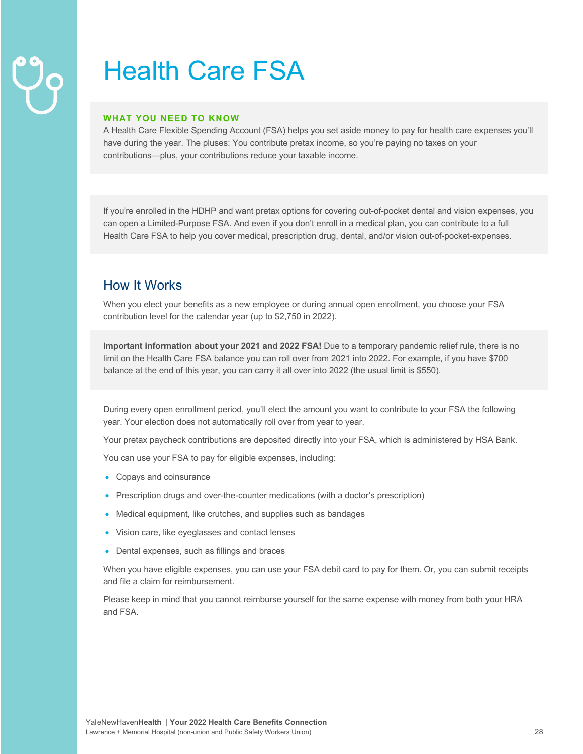# Health Care FSA

**WHAT YOU NEED TO KNOW**

A Health Care Flexible Spending Account (FSA) helps you set aside money to pay for health care expenses you'll have during the year. The pluses: You contribute pretax income, so you're paying no taxes on your contributions—plus, your contributions reduce your taxable income.

If you're enrolled in the HDHP and want pretax options for covering out-of-pocket dental and vision expenses, you can open a Limited-Purpose FSA. And even if you don't enroll in a medical plan, you can contribute to a full Health Care FSA to help you cover medical, prescription drug, dental, and/or vision out-of-pocket-expenses.

## How It Works

When you elect your benefits as a new employee or during annual open enrollment, you choose your FSA contribution level for the calendar year (up to $2,750 in 2022).

**Important information about your 2021 and 2022 FSA!** Due to a temporary pandemic relief rule, there is no limit on the Health Care FSA balance you can roll over from 2021 into 2022. For example, if you have $700 balance at the end of this year, you can carry it all over into 2022 (the usual limit is $550).

During every open enrollment period, you'll elect the amount you want to contribute to your FSA the following year. Your election does not automatically roll over from year to year.

Your pretax paycheck contributions are deposited directly into your FSA, which is administered by HSA Bank.

You can use your FSA to pay for eligible expenses, including:

- Copays and coinsurance
- Prescription drugs and over-the-counter medications (with a doctor's prescription)
- Medical equipment, like crutches, and supplies such as bandages
- Vision care, like eyeglasses and contact lenses
- Dental expenses, such as fillings and braces

When you have eligible expenses, you can use your FSA debit card to pay for them. Or, you can submit receipts and file a claim for reimbursement.

Please keep in mind that you cannot reimburse yourself for the same expense with money from both your HRA and FSA.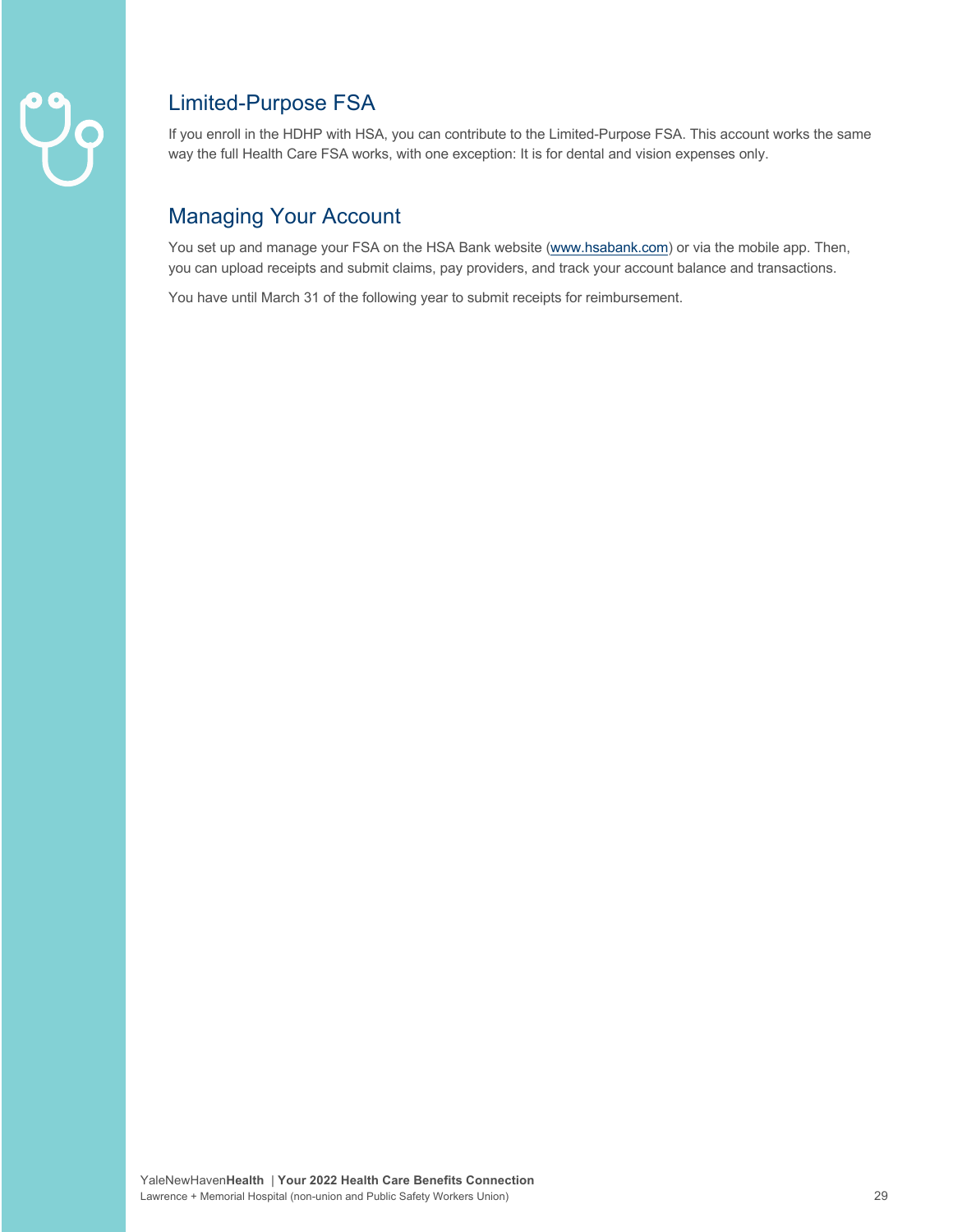## Limited-Purpose FSA

If you enroll in the HDHP with HSA, you can contribute to the Limited-Purpose FSA. This account works the same way the full Health Care FSA works, with one exception: It is for dental and vision expenses only.

## Managing Your Account

You set up and manage your FSA on the HSA Bank website (www.hsabank.com) or via the mobile app. Then, you can upload receipts and submit claims, pay providers, and track your account balance and transactions.

You have until March 31 of the following year to submit receipts for reimbursement.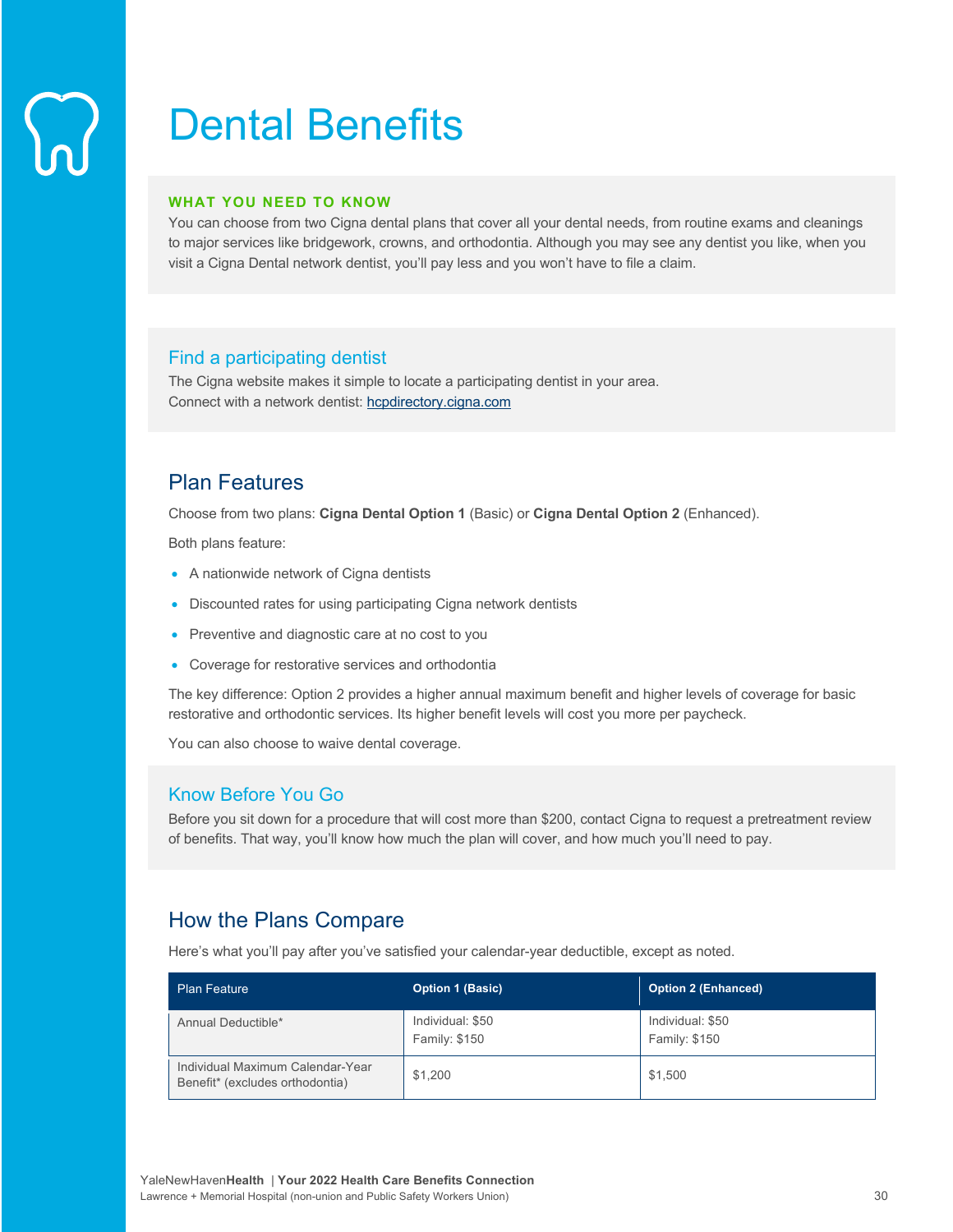# Dental Benefits

**WHAT YOU NEED TO KNOW**

You can choose from two Cigna dental plans that cover all your dental needs, from routine exams and cleanings to major services like bridgework, crowns, and orthodontia. Although you may see any dentist you like, when you visit a Cigna Dental network dentist, you'll pay less and you won't have to file a claim.

### Find a participating dentist

The Cigna website makes it simple to locate a participating dentist in your area.
Connect with a network dentist: hcpdirectory.cigna.com

## Plan Features

Choose from two plans: **Cigna Dental Option 1** (Basic) or **Cigna Dental Option 2** (Enhanced).

Both plans feature:

- A nationwide network of Cigna dentists
- Discounted rates for using participating Cigna network dentists
- Preventive and diagnostic care at no cost to you
- Coverage for restorative services and orthodontia

The key difference: Option 2 provides a higher annual maximum benefit and higher levels of coverage for basic restorative and orthodontic services. Its higher benefit levels will cost you more per paycheck.

You can also choose to waive dental coverage.

### Know Before You Go

Before you sit down for a procedure that will cost more than $200, contact Cigna to request a pretreatment review of benefits. That way, you'll know how much the plan will cover, and how much you'll need to pay.

## How the Plans Compare

Here's what you'll pay after you've satisfied your calendar-year deductible, except as noted.

| Plan Feature | Option 1 (Basic) | Option 2 (Enhanced) |
|---|---|---|
| Annual Deductible* | Individual: $50<br>Family: $150 | Individual: $50<br>Family: $150 |
| Individual Maximum Calendar-Year Benefit* (excludes orthodontia) | $1,200 | $1,500 |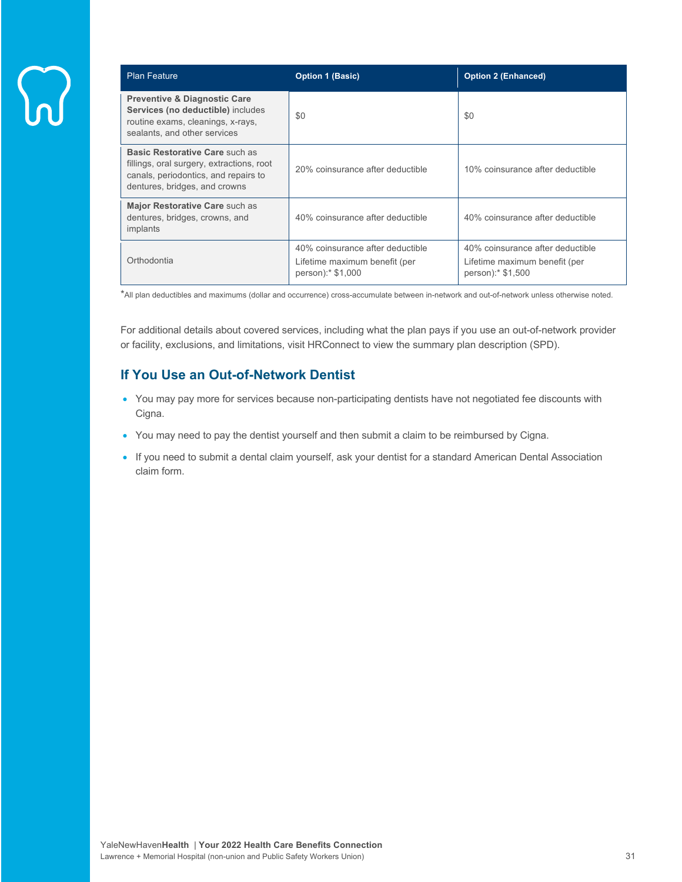| Plan Feature | Option 1 (Basic) | Option 2 (Enhanced) |
| --- | --- | --- |
| **Preventive & Diagnostic Care Services (no deductible)** includes routine exams, cleanings, x-rays, sealants, and other services | $0 | $0 |
| **Basic Restorative Care** such as fillings, oral surgery, extractions, root canals, periodontics, and repairs to dentures, bridges, and crowns | 20% coinsurance after deductible | 10% coinsurance after deductible |
| **Major Restorative Care** such as dentures, bridges, crowns, and implants | 40% coinsurance after deductible | 40% coinsurance after deductible |
| Orthodontia | 40% coinsurance after deductible<br>Lifetime maximum benefit (per person):* $1,000 | 40% coinsurance after deductible<br>Lifetime maximum benefit (per person):* $1,500 |

*All plan deductibles and maximums (dollar and occurrence) cross-accumulate between in-network and out-of-network unless otherwise noted.

For additional details about covered services, including what the plan pays if you use an out-of-network provider or facility, exclusions, and limitations, visit HRConnect to view the summary plan description (SPD).

## If You Use an Out-of-Network Dentist

- You may pay more for services because non-participating dentists have not negotiated fee discounts with Cigna.
- You may need to pay the dentist yourself and then submit a claim to be reimbursed by Cigna.
- If you need to submit a dental claim yourself, ask your dentist for a standard American Dental Association claim form.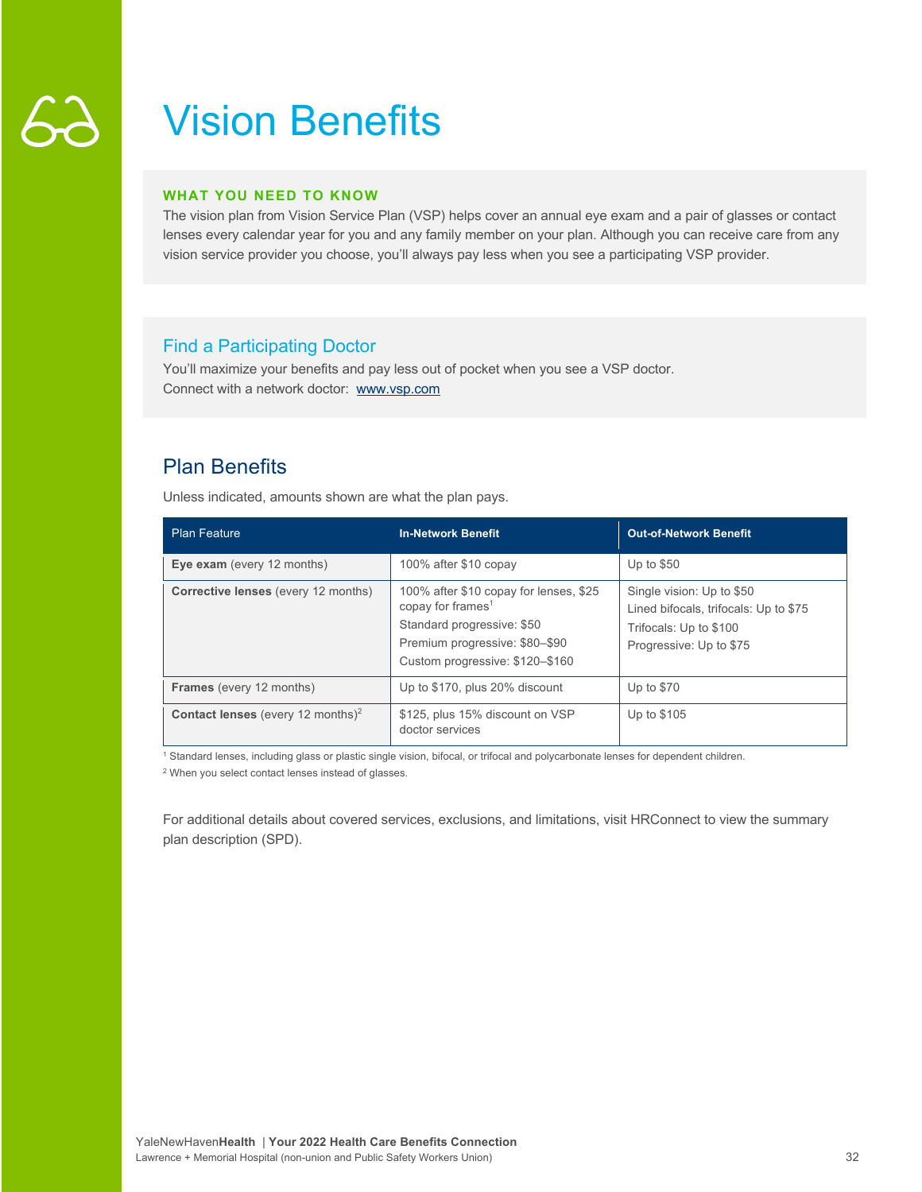# Vision Benefits

**WHAT YOU NEED TO KNOW**

The vision plan from Vision Service Plan (VSP) helps cover an annual eye exam and a pair of glasses or contact lenses every calendar year for you and any family member on your plan. Although you can receive care from any vision service provider you choose, you'll always pay less when you see a participating VSP provider.

## Find a Participating Doctor

You'll maximize your benefits and pay less out of pocket when you see a VSP doctor.
Connect with a network doctor: www.vsp.com

## Plan Benefits

Unless indicated, amounts shown are what the plan pays.

| Plan Feature | In-Network Benefit | Out-of-Network Benefit |
|---|---|---|
| **Eye exam** (every 12 months) | 100% after $10 copay | Up to $50 |
| **Corrective lenses** (every 12 months) | 100% after $10 copay for lenses, $25 copay for frames[1]<br>Standard progressive: $50<br>Premium progressive: $80–$90<br>Custom progressive: $120–$160 | Single vision: Up to $50<br>Lined bifocals, trifocals: Up to $75<br>Trifocals: Up to $100<br>Progressive: Up to $75 |
| **Frames** (every 12 months) | Up to $170, plus 20% discount | Up to $70 |
| **Contact lenses** (every 12 months)[2] | $125, plus 15% discount on VSP doctor services | Up to $105 |

[1] Standard lenses, including glass or plastic single vision, bifocal, or trifocal and polycarbonate lenses for dependent children.

[2] When you select contact lenses instead of glasses.

For additional details about covered services, exclusions, and limitations, visit HRConnect to view the summary plan description (SPD).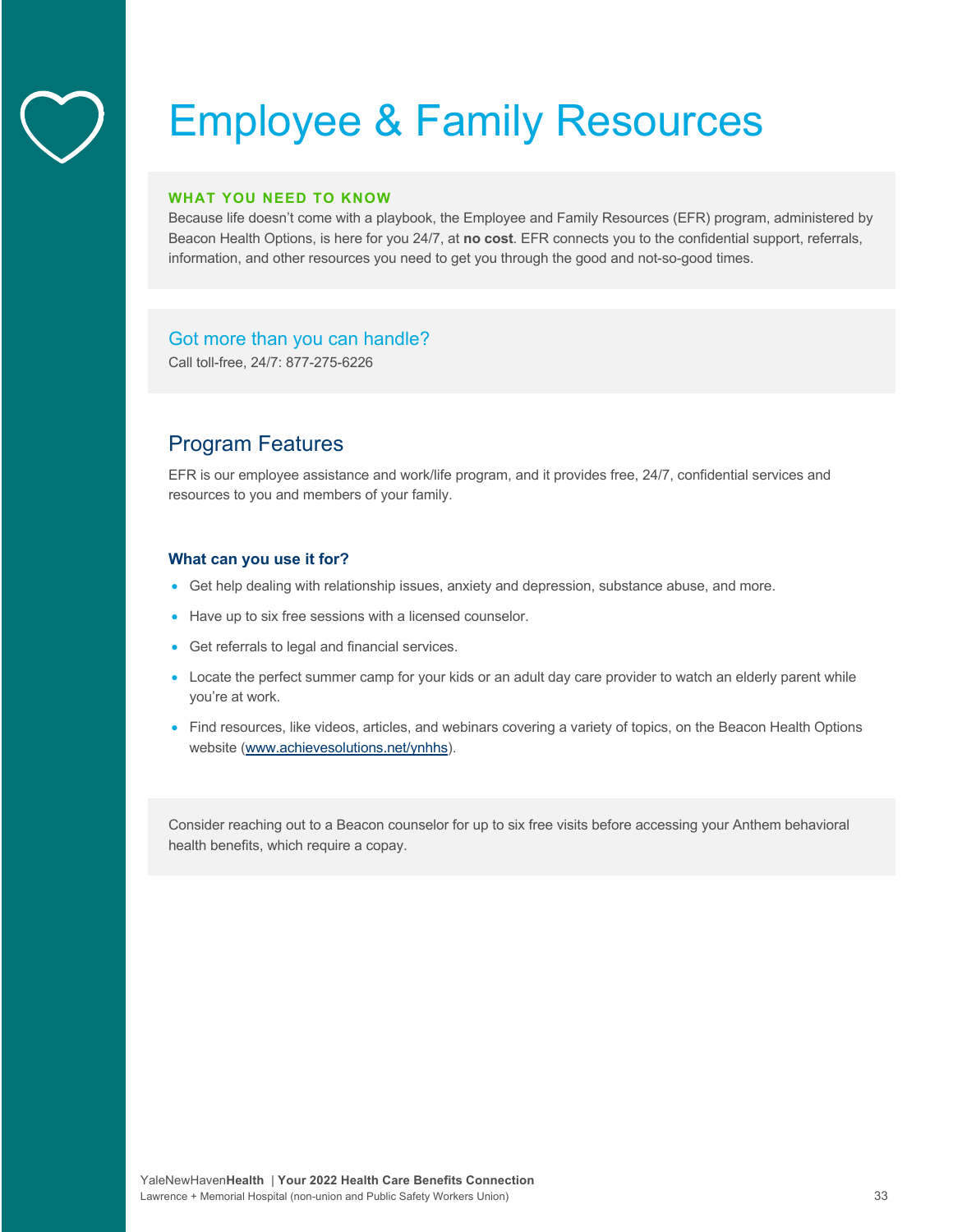# Employee & Family Resources

**WHAT YOU NEED TO KNOW**

Because life doesn't come with a playbook, the Employee and Family Resources (EFR) program, administered by Beacon Health Options, is here for you 24/7, at **no cost**. EFR connects you to the confidential support, referrals, information, and other resources you need to get you through the good and not-so-good times.

### Got more than you can handle?

Call toll-free, 24/7: 877-275-6226

## Program Features

EFR is our employee assistance and work/life program, and it provides free, 24/7, confidential services and resources to you and members of your family.

### What can you use it for?

- Get help dealing with relationship issues, anxiety and depression, substance abuse, and more.
- Have up to six free sessions with a licensed counselor.
- Get referrals to legal and financial services.
- Locate the perfect summer camp for your kids or an adult day care provider to watch an elderly parent while you're at work.
- Find resources, like videos, articles, and webinars covering a variety of topics, on the Beacon Health Options website (www.achievesolutions.net/ynhhs).

Consider reaching out to a Beacon counselor for up to six free visits before accessing your Anthem behavioral health benefits, which require a copay.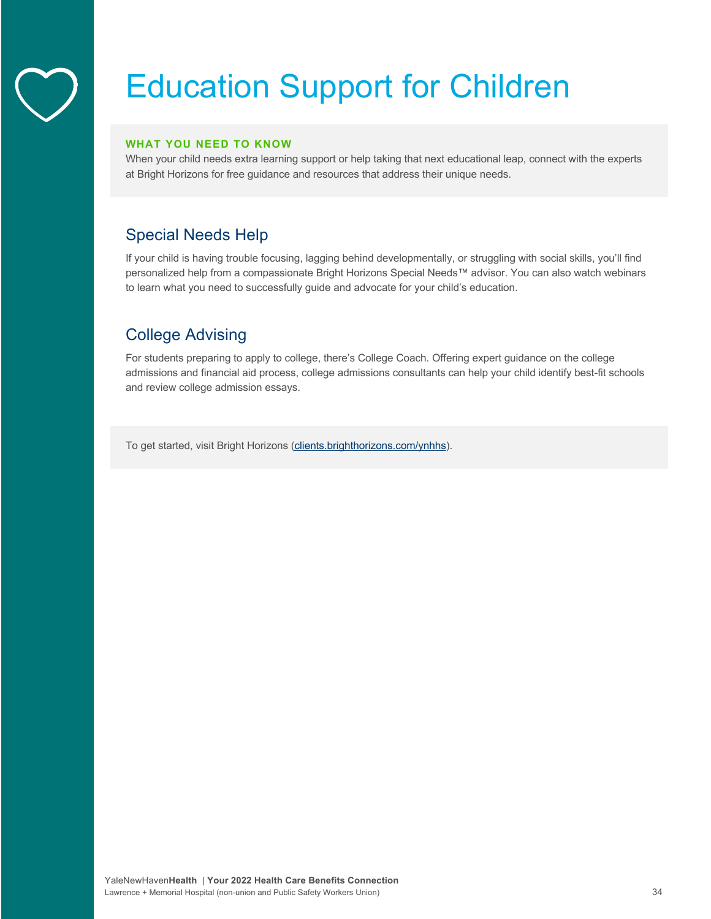# Education Support for Children

**WHAT YOU NEED TO KNOW**

When your child needs extra learning support or help taking that next educational leap, connect with the experts at Bright Horizons for free guidance and resources that address their unique needs.

## Special Needs Help

If your child is having trouble focusing, lagging behind developmentally, or struggling with social skills, you'll find personalized help from a compassionate Bright Horizons Special Needs™ advisor. You can also watch webinars to learn what you need to successfully guide and advocate for your child's education.

## College Advising

For students preparing to apply to college, there's College Coach. Offering expert guidance on the college admissions and financial aid process, college admissions consultants can help your child identify best-fit schools and review college admission essays.

To get started, visit Bright Horizons (clients.brighthorizons.com/ynhhs).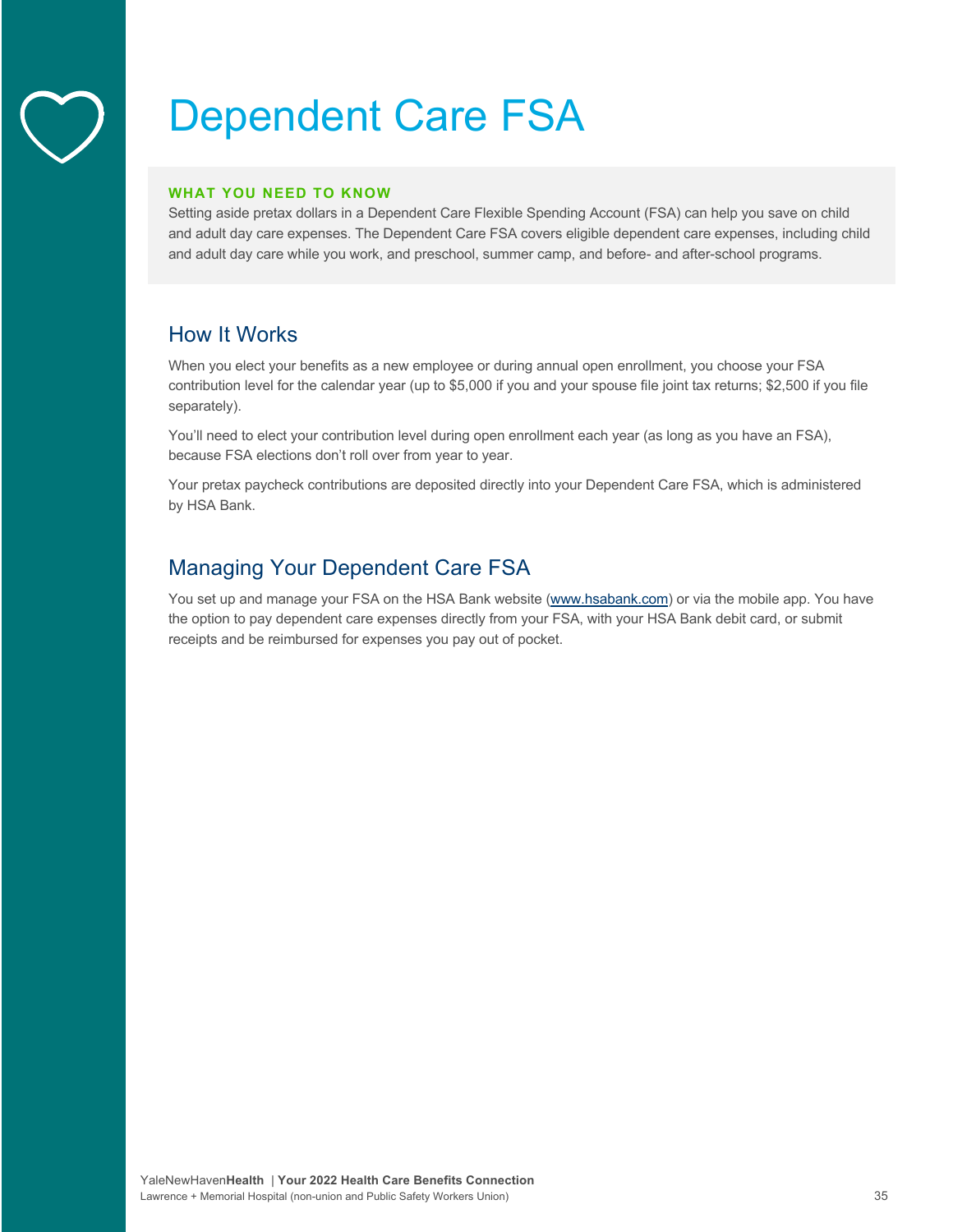# Dependent Care FSA

**WHAT YOU NEED TO KNOW**

Setting aside pretax dollars in a Dependent Care Flexible Spending Account (FSA) can help you save on child and adult day care expenses. The Dependent Care FSA covers eligible dependent care expenses, including child and adult day care while you work, and preschool, summer camp, and before- and after-school programs.

## How It Works

When you elect your benefits as a new employee or during annual open enrollment, you choose your FSA contribution level for the calendar year (up to $5,000 if you and your spouse file joint tax returns; $2,500 if you file separately).

You'll need to elect your contribution level during open enrollment each year (as long as you have an FSA), because FSA elections don't roll over from year to year.

Your pretax paycheck contributions are deposited directly into your Dependent Care FSA, which is administered by HSA Bank.

## Managing Your Dependent Care FSA

You set up and manage your FSA on the HSA Bank website (www.hsabank.com) or via the mobile app. You have the option to pay dependent care expenses directly from your FSA, with your HSA Bank debit card, or submit receipts and be reimbursed for expenses you pay out of pocket.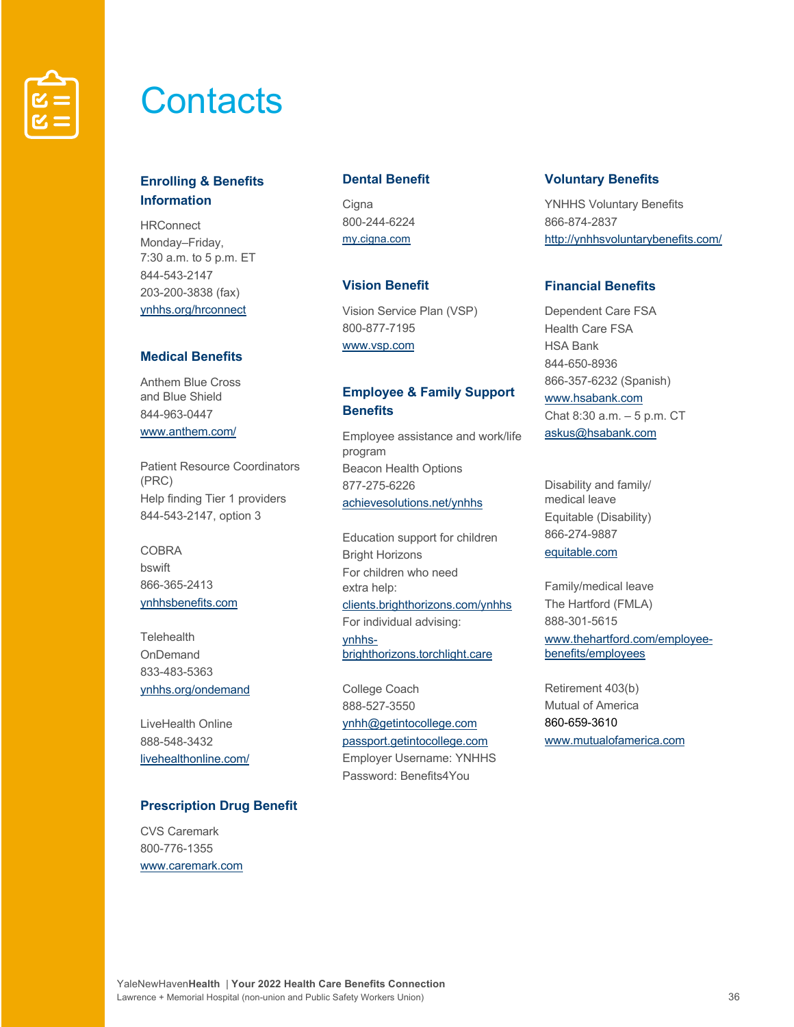# Contacts

### Enrolling & Benefits Information

HRConnect
Monday–Friday,
7:30 a.m. to 5 p.m. ET
844-543-2147
203-200-3838 (fax)
ynhhs.org/hrconnect

### Medical Benefits

Anthem Blue Cross and Blue Shield
844-963-0447
www.anthem.com/

Patient Resource Coordinators (PRC)
Help finding Tier 1 providers
844-543-2147, option 3

COBRA
bswift
866-365-2413
ynhhsbenefits.com

Telehealth
OnDemand
833-483-5363
ynhhs.org/ondemand

LiveHealth Online
888-548-3432
livehealthonline.com/

### Prescription Drug Benefit

CVS Caremark
800-776-1355
www.caremark.com

### Dental Benefit

Cigna
800-244-6224
my.cigna.com

### Vision Benefit

Vision Service Plan (VSP)
800-877-7195
www.vsp.com

### Employee & Family Support Benefits

Employee assistance and work/life program
Beacon Health Options
877-275-6226
achievesolutions.net/ynhhs

Education support for children
Bright Horizons
For children who need extra help:
clients.brighthorizons.com/ynhhs
For individual advising:
ynhhs-brighthorizons.torchlight.care

College Coach
888-527-3550
ynhh@getintocollege.com
passport.getintocollege.com
Employer Username: YNHHS
Password: Benefits4You

### Voluntary Benefits

YNHHS Voluntary Benefits
866-874-2837
http://ynhhsvoluntarybenefits.com/

### Financial Benefits

Dependent Care FSA
Health Care FSA
HSA Bank
844-650-8936
866-357-6232 (Spanish)
www.hsabank.com
Chat 8:30 a.m. – 5 p.m. CT
askus@hsabank.com

Disability and family/medical leave
Equitable (Disability)
866-274-9887
equitable.com

Family/medical leave
The Hartford (FMLA)
888-301-5615
www.thehartford.com/employee-benefits/employees

Retirement 403(b)
Mutual of America
860-659-3610
www.mutualofamerica.com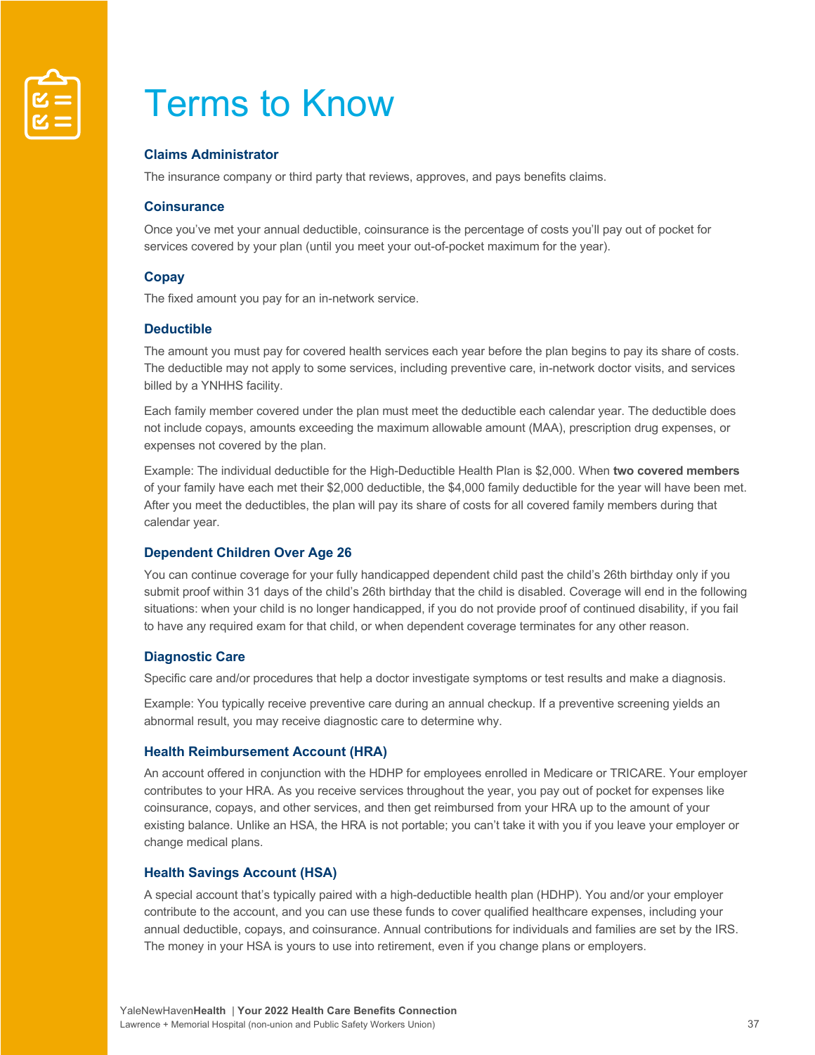# Terms to Know

### Claims Administrator

The insurance company or third party that reviews, approves, and pays benefits claims.

### Coinsurance

Once you've met your annual deductible, coinsurance is the percentage of costs you'll pay out of pocket for services covered by your plan (until you meet your out-of-pocket maximum for the year).

### Copay

The fixed amount you pay for an in-network service.

### Deductible

The amount you must pay for covered health services each year before the plan begins to pay its share of costs. The deductible may not apply to some services, including preventive care, in-network doctor visits, and services billed by a YNHHS facility.

Each family member covered under the plan must meet the deductible each calendar year. The deductible does not include copays, amounts exceeding the maximum allowable amount (MAA), prescription drug expenses, or expenses not covered by the plan.

Example: The individual deductible for the High-Deductible Health Plan is $2,000. When **two covered members** of your family have each met their $2,000 deductible, the $4,000 family deductible for the year will have been met. After you meet the deductibles, the plan will pay its share of costs for all covered family members during that calendar year.

### Dependent Children Over Age 26

You can continue coverage for your fully handicapped dependent child past the child's 26th birthday only if you submit proof within 31 days of the child's 26th birthday that the child is disabled. Coverage will end in the following situations: when your child is no longer handicapped, if you do not provide proof of continued disability, if you fail to have any required exam for that child, or when dependent coverage terminates for any other reason.

### Diagnostic Care

Specific care and/or procedures that help a doctor investigate symptoms or test results and make a diagnosis.

Example: You typically receive preventive care during an annual checkup. If a preventive screening yields an abnormal result, you may receive diagnostic care to determine why.

### Health Reimbursement Account (HRA)

An account offered in conjunction with the HDHP for employees enrolled in Medicare or TRICARE. Your employer contributes to your HRA. As you receive services throughout the year, you pay out of pocket for expenses like coinsurance, copays, and other services, and then get reimbursed from your HRA up to the amount of your existing balance. Unlike an HSA, the HRA is not portable; you can't take it with you if you leave your employer or change medical plans.

### Health Savings Account (HSA)

A special account that's typically paired with a high-deductible health plan (HDHP). You and/or your employer contribute to the account, and you can use these funds to cover qualified healthcare expenses, including your annual deductible, copays, and coinsurance. Annual contributions for individuals and families are set by the IRS. The money in your HSA is yours to use into retirement, even if you change plans or employers.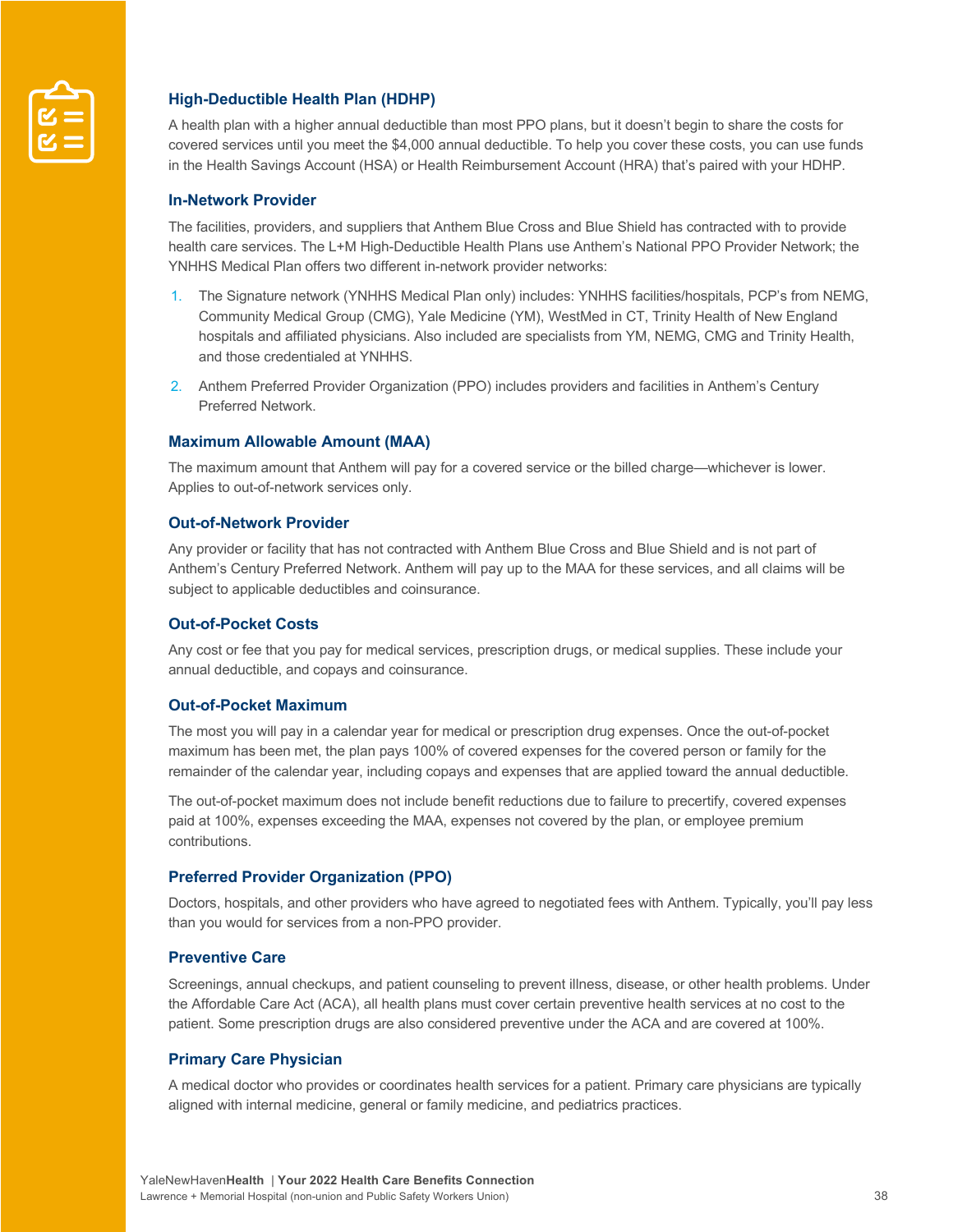### High-Deductible Health Plan (HDHP)

A health plan with a higher annual deductible than most PPO plans, but it doesn't begin to share the costs for covered services until you meet the $4,000 annual deductible. To help you cover these costs, you can use funds in the Health Savings Account (HSA) or Health Reimbursement Account (HRA) that's paired with your HDHP.

### In-Network Provider

The facilities, providers, and suppliers that Anthem Blue Cross and Blue Shield has contracted with to provide health care services. The L+M High-Deductible Health Plans use Anthem's National PPO Provider Network; the YNHHS Medical Plan offers two different in-network provider networks:

1. The Signature network (YNHHS Medical Plan only) includes: YNHHS facilities/hospitals, PCP's from NEMG, Community Medical Group (CMG), Yale Medicine (YM), WestMed in CT, Trinity Health of New England hospitals and affiliated physicians. Also included are specialists from YM, NEMG, CMG and Trinity Health, and those credentialed at YNHHS.
2. Anthem Preferred Provider Organization (PPO) includes providers and facilities in Anthem's Century Preferred Network.

### Maximum Allowable Amount (MAA)

The maximum amount that Anthem will pay for a covered service or the billed charge—whichever is lower. Applies to out-of-network services only.

### Out-of-Network Provider

Any provider or facility that has not contracted with Anthem Blue Cross and Blue Shield and is not part of Anthem's Century Preferred Network. Anthem will pay up to the MAA for these services, and all claims will be subject to applicable deductibles and coinsurance.

### Out-of-Pocket Costs

Any cost or fee that you pay for medical services, prescription drugs, or medical supplies. These include your annual deductible, and copays and coinsurance.

### Out-of-Pocket Maximum

The most you will pay in a calendar year for medical or prescription drug expenses. Once the out-of-pocket maximum has been met, the plan pays 100% of covered expenses for the covered person or family for the remainder of the calendar year, including copays and expenses that are applied toward the annual deductible.

The out-of-pocket maximum does not include benefit reductions due to failure to precertify, covered expenses paid at 100%, expenses exceeding the MAA, expenses not covered by the plan, or employee premium contributions.

### Preferred Provider Organization (PPO)

Doctors, hospitals, and other providers who have agreed to negotiated fees with Anthem. Typically, you'll pay less than you would for services from a non-PPO provider.

### Preventive Care

Screenings, annual checkups, and patient counseling to prevent illness, disease, or other health problems. Under the Affordable Care Act (ACA), all health plans must cover certain preventive health services at no cost to the patient. Some prescription drugs are also considered preventive under the ACA and are covered at 100%.

### Primary Care Physician

A medical doctor who provides or coordinates health services for a patient. Primary care physicians are typically aligned with internal medicine, general or family medicine, and pediatrics practices.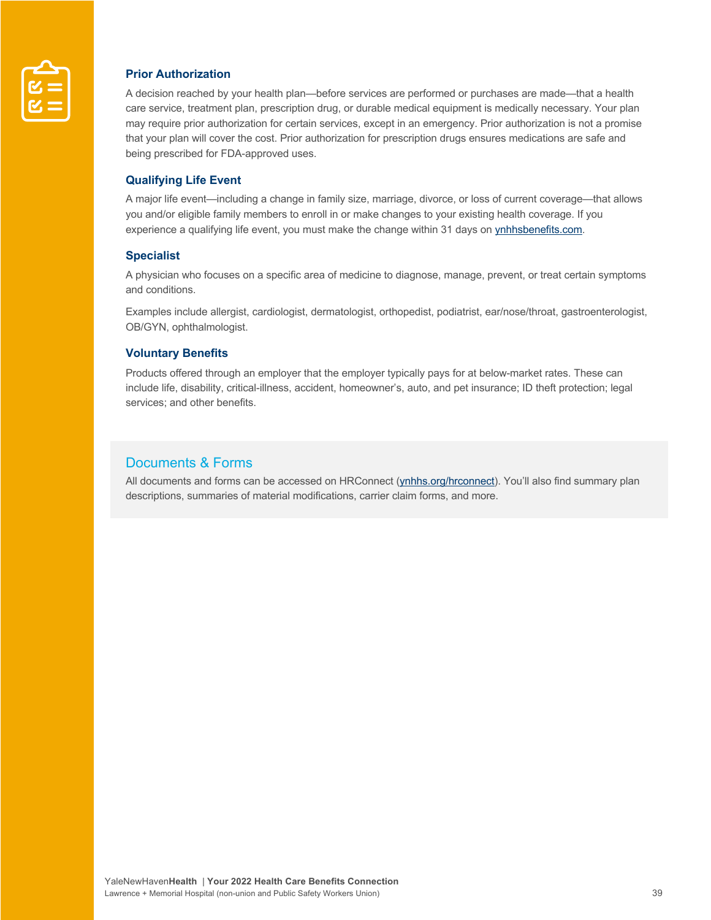### Prior Authorization

A decision reached by your health plan—before services are performed or purchases are made—that a health care service, treatment plan, prescription drug, or durable medical equipment is medically necessary. Your plan may require prior authorization for certain services, except in an emergency. Prior authorization is not a promise that your plan will cover the cost. Prior authorization for prescription drugs ensures medications are safe and being prescribed for FDA-approved uses.

### Qualifying Life Event

A major life event—including a change in family size, marriage, divorce, or loss of current coverage—that allows you and/or eligible family members to enroll in or make changes to your existing health coverage. If you experience a qualifying life event, you must make the change within 31 days on ynhhsbenefits.com.

### Specialist

A physician who focuses on a specific area of medicine to diagnose, manage, prevent, or treat certain symptoms and conditions.

Examples include allergist, cardiologist, dermatologist, orthopedist, podiatrist, ear/nose/throat, gastroenterologist, OB/GYN, ophthalmologist.

### Voluntary Benefits

Products offered through an employer that the employer typically pays for at below-market rates. These can include life, disability, critical-illness, accident, homeowner's, auto, and pet insurance; ID theft protection; legal services; and other benefits.

## Documents & Forms

All documents and forms can be accessed on HRConnect (ynhhs.org/hrconnect). You'll also find summary plan descriptions, summaries of material modifications, carrier claim forms, and more.